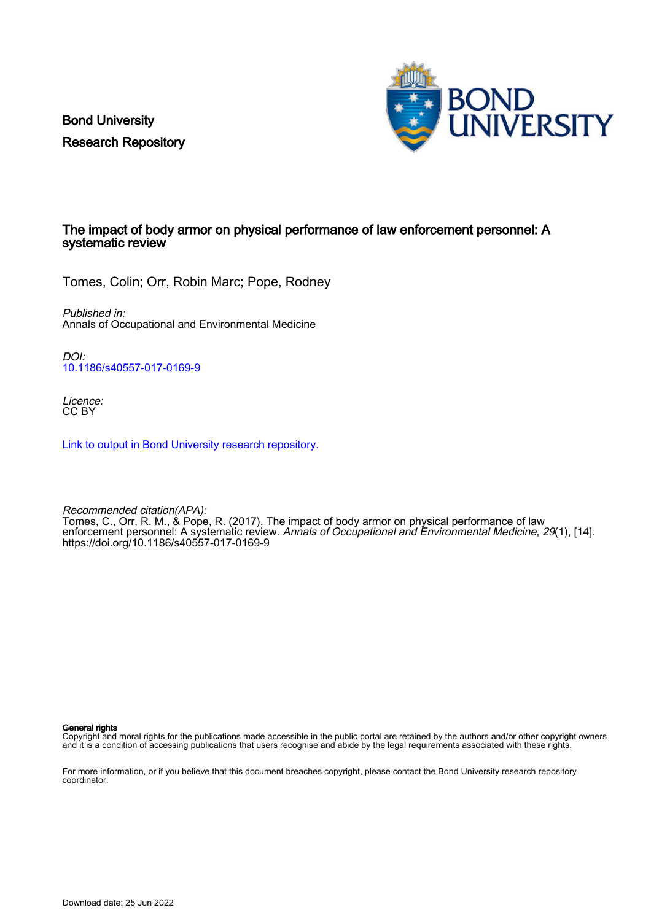Bond University
Research Repository

# The impact of body armor on physical performance of law enforcement personnel: A systematic review

Tomes, Colin; Orr, Robin Marc; Pope, Rodney

*Published in:*
Annals of Occupational and Environmental Medicine

*DOI:*
10.1186/s40557-017-0169-9

*Licence:*
CC BY

Link to output in Bond University research repository.

*Recommended citation(APA):*
Tomes, C., Orr, R. M., & Pope, R. (2017). The impact of body armor on physical performance of law enforcement personnel: A systematic review. *Annals of Occupational and Environmental Medicine*, *29*(1), [14]. https://doi.org/10.1186/s40557-017-0169-9

**General rights**
Copyright and moral rights for the publications made accessible in the public portal are retained by the authors and/or other copyright owners and it is a condition of accessing publications that users recognise and abide by the legal requirements associated with these rights.

For more information, or if you believe that this document breaches copyright, please contact the Bond University research repository coordinator.

Download date: 25 Jun 2022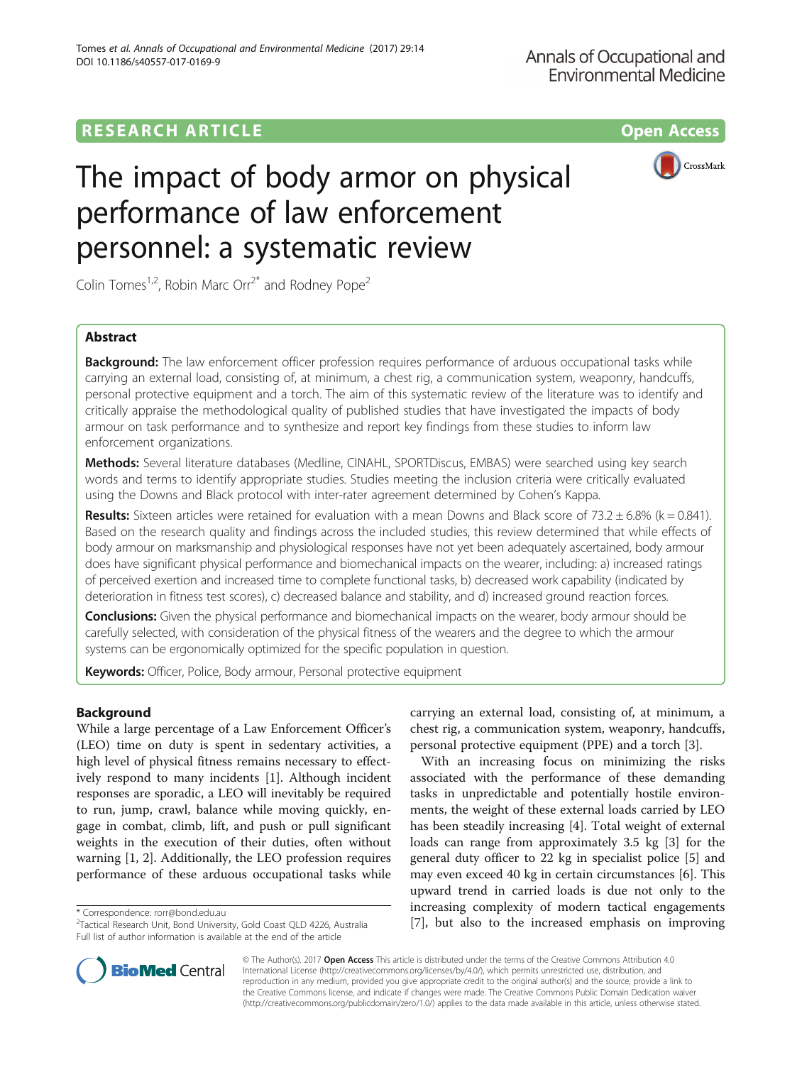Tomes *et al. Annals of Occupational and Environmental Medicine* (2017) 29:14
DOI 10.1186/s40557-017-0169-9

Annals of Occupational and Environmental Medicine

**RESEARCH ARTICLE** **Open Access**

# The impact of body armor on physical performance of law enforcement personnel: a systematic review

Colin Tomes[1,2], Robin Marc Orr[2*] and Rodney Pope[2]

## Abstract

**Background:** The law enforcement officer profession requires performance of arduous occupational tasks while carrying an external load, consisting of, at minimum, a chest rig, a communication system, weaponry, handcuffs, personal protective equipment and a torch. The aim of this systematic review of the literature was to identify and critically appraise the methodological quality of published studies that have investigated the impacts of body armour on task performance and to synthesize and report key findings from these studies to inform law enforcement organizations.

**Methods:** Several literature databases (Medline, CINAHL, SPORTDiscus, EMBAS) were searched using key search words and terms to identify appropriate studies. Studies meeting the inclusion criteria were critically evaluated using the Downs and Black protocol with inter-rater agreement determined by Cohen's Kappa.

**Results:** Sixteen articles were retained for evaluation with a mean Downs and Black score of 73.2 ± 6.8% (k = 0.841). Based on the research quality and findings across the included studies, this review determined that while effects of body armour on marksmanship and physiological responses have not yet been adequately ascertained, body armour does have significant physical performance and biomechanical impacts on the wearer, including: a) increased ratings of perceived exertion and increased time to complete functional tasks, b) decreased work capability (indicated by deterioration in fitness test scores), c) decreased balance and stability, and d) increased ground reaction forces.

**Conclusions:** Given the physical performance and biomechanical impacts on the wearer, body armour should be carefully selected, with consideration of the physical fitness of the wearers and the degree to which the armour systems can be ergonomically optimized for the specific population in question.

**Keywords:** Officer, Police, Body armour, Personal protective equipment

## Background

While a large percentage of a Law Enforcement Officer's (LEO) time on duty is spent in sedentary activities, a high level of physical fitness remains necessary to effectively respond to many incidents [1]. Although incident responses are sporadic, a LEO will inevitably be required to run, jump, crawl, balance while moving quickly, engage in combat, climb, lift, and push or pull significant weights in the execution of their duties, often without warning [1, 2]. Additionally, the LEO profession requires performance of these arduous occupational tasks while carrying an external load, consisting of, at minimum, a chest rig, a communication system, weaponry, handcuffs, personal protective equipment (PPE) and a torch [3].

With an increasing focus on minimizing the risks associated with the performance of these demanding tasks in unpredictable and potentially hostile environments, the weight of these external loads carried by LEO has been steadily increasing [4]. Total weight of external loads can range from approximately 3.5 kg [3] for the general duty officer to 22 kg in specialist police [5] and may even exceed 40 kg in certain circumstances [6]. This upward trend in carried loads is due not only to the increasing complexity of modern tactical engagements [7], but also to the increased emphasis on improving

\* Correspondence: rorr@bond.edu.au
[2]Tactical Research Unit, Bond University, Gold Coast QLD 4226, Australia
Full list of author information is available at the end of the article

© The Author(s). 2017 **Open Access** This article is distributed under the terms of the Creative Commons Attribution 4.0 International License (http://creativecommons.org/licenses/by/4.0/), which permits unrestricted use, distribution, and reproduction in any medium, provided you give appropriate credit to the original author(s) and the source, provide a link to the Creative Commons license, and indicate if changes were made. The Creative Commons Public Domain Dedication waiver (http://creativecommons.org/publicdomain/zero/1.0/) applies to the data made available in this article, unless otherwise stated.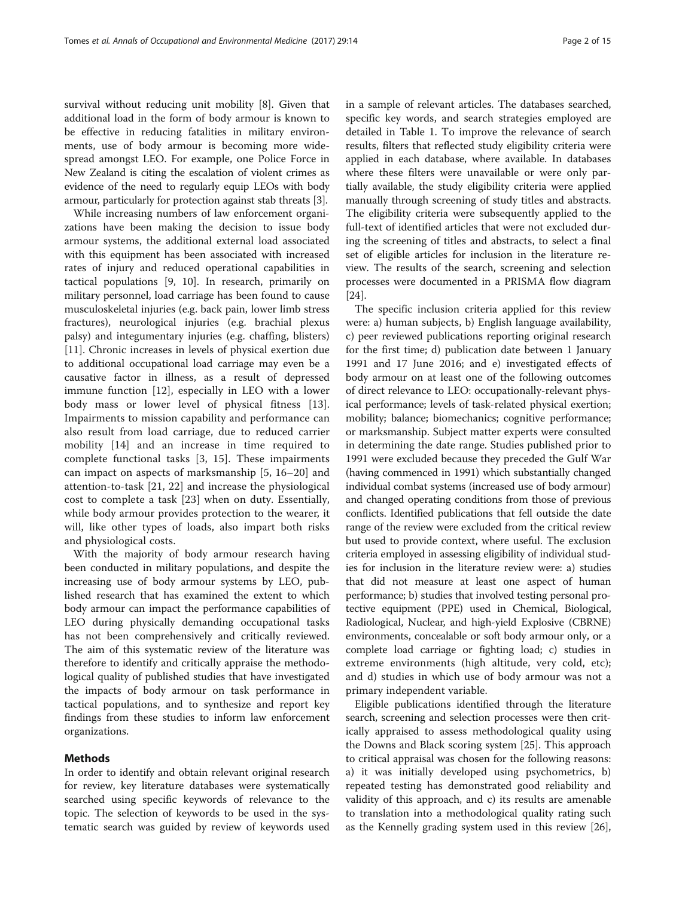survival without reducing unit mobility [8]. Given that additional load in the form of body armour is known to be effective in reducing fatalities in military environments, use of body armour is becoming more widespread amongst LEO. For example, one Police Force in New Zealand is citing the escalation of violent crimes as evidence of the need to regularly equip LEOs with body armour, particularly for protection against stab threats [3].

While increasing numbers of law enforcement organizations have been making the decision to issue body armour systems, the additional external load associated with this equipment has been associated with increased rates of injury and reduced operational capabilities in tactical populations [9, 10]. In research, primarily on military personnel, load carriage has been found to cause musculoskeletal injuries (e.g. back pain, lower limb stress fractures), neurological injuries (e.g. brachial plexus palsy) and integumentary injuries (e.g. chaffing, blisters) [11]. Chronic increases in levels of physical exertion due to additional occupational load carriage may even be a causative factor in illness, as a result of depressed immune function [12], especially in LEO with a lower body mass or lower level of physical fitness [13]. Impairments to mission capability and performance can also result from load carriage, due to reduced carrier mobility [14] and an increase in time required to complete functional tasks [3, 15]. These impairments can impact on aspects of marksmanship [5, 16–20] and attention-to-task [21, 22] and increase the physiological cost to complete a task [23] when on duty. Essentially, while body armour provides protection to the wearer, it will, like other types of loads, also impart both risks and physiological costs.

With the majority of body armour research having been conducted in military populations, and despite the increasing use of body armour systems by LEO, published research that has examined the extent to which body armour can impact the performance capabilities of LEO during physically demanding occupational tasks has not been comprehensively and critically reviewed. The aim of this systematic review of the literature was therefore to identify and critically appraise the methodological quality of published studies that have investigated the impacts of body armour on task performance in tactical populations, and to synthesize and report key findings from these studies to inform law enforcement organizations.

## Methods

In order to identify and obtain relevant original research for review, key literature databases were systematically searched using specific keywords of relevance to the topic. The selection of keywords to be used in the systematic search was guided by review of keywords used in a sample of relevant articles. The databases searched, specific key words, and search strategies employed are detailed in Table 1. To improve the relevance of search results, filters that reflected study eligibility criteria were applied in each database, where available. In databases where these filters were unavailable or were only partially available, the study eligibility criteria were applied manually through screening of study titles and abstracts. The eligibility criteria were subsequently applied to the full-text of identified articles that were not excluded during the screening of titles and abstracts, to select a final set of eligible articles for inclusion in the literature review. The results of the search, screening and selection processes were documented in a PRISMA flow diagram [24].

The specific inclusion criteria applied for this review were: a) human subjects, b) English language availability, c) peer reviewed publications reporting original research for the first time; d) publication date between 1 January 1991 and 17 June 2016; and e) investigated effects of body armour on at least one of the following outcomes of direct relevance to LEO: occupationally-relevant physical performance; levels of task-related physical exertion; mobility; balance; biomechanics; cognitive performance; or marksmanship. Subject matter experts were consulted in determining the date range. Studies published prior to 1991 were excluded because they preceded the Gulf War (having commenced in 1991) which substantially changed individual combat systems (increased use of body armour) and changed operating conditions from those of previous conflicts. Identified publications that fell outside the date range of the review were excluded from the critical review but used to provide context, where useful. The exclusion criteria employed in assessing eligibility of individual studies for inclusion in the literature review were: a) studies that did not measure at least one aspect of human performance; b) studies that involved testing personal protective equipment (PPE) used in Chemical, Biological, Radiological, Nuclear, and high-yield Explosive (CBRNE) environments, concealable or soft body armour only, or a complete load carriage or fighting load; c) studies in extreme environments (high altitude, very cold, etc); and d) studies in which use of body armour was not a primary independent variable.

Eligible publications identified through the literature search, screening and selection processes were then critically appraised to assess methodological quality using the Downs and Black scoring system [25]. This approach to critical appraisal was chosen for the following reasons: a) it was initially developed using psychometrics, b) repeated testing has demonstrated good reliability and validity of this approach, and c) its results are amenable to translation into a methodological quality rating such as the Kennelly grading system used in this review [26],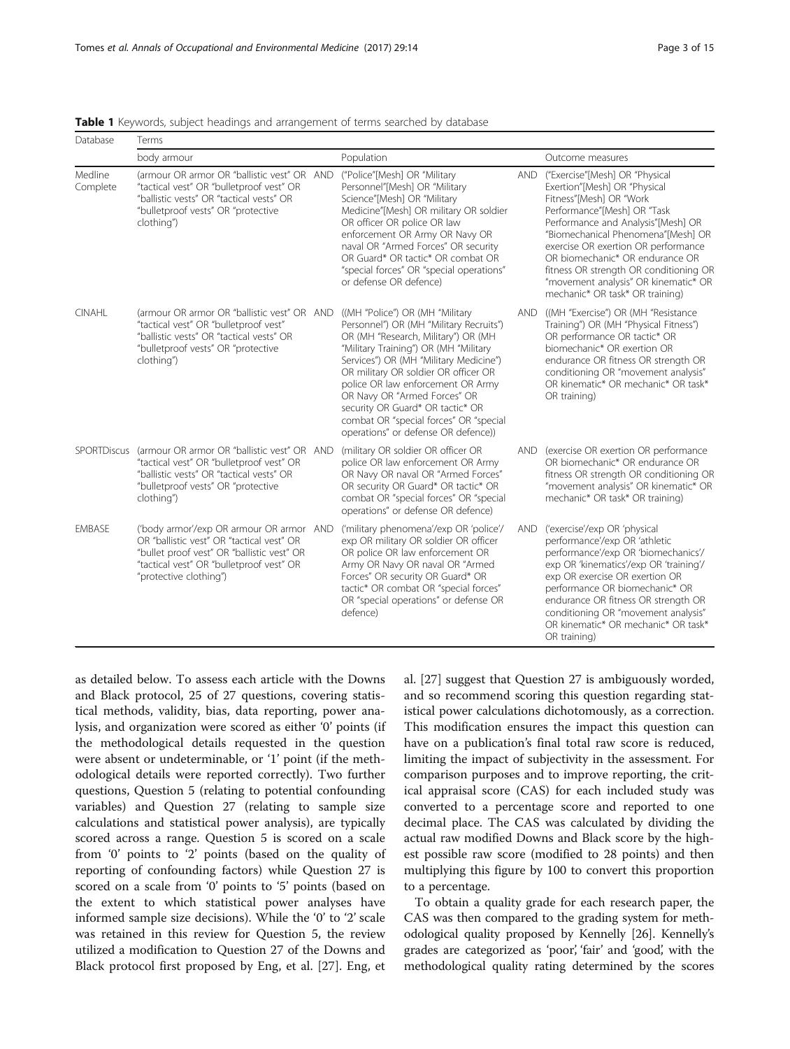**Table 1** Keywords, subject headings and arrangement of terms searched by database

| Database | Terms | | | | |
|---|---|---|---|---|---|
| | body armour | | Population | | Outcome measures |
| Medline Complete | (armour OR armor OR "ballistic vest" OR "tactical vest" OR "bulletproof vest" OR "ballistic vests" OR "tactical vests" OR "bulletproof vests" OR "protective clothing") | AND | ("Police"[Mesh] OR "Military Personnel"[Mesh] OR "Military Science"[Mesh] OR "Military Medicine"[Mesh] OR military OR soldier OR officer OR police OR law enforcement OR Army OR Navy OR naval OR "Armed Forces" OR security OR Guard* OR tactic* OR combat OR "special forces" OR "special operations" or defense OR defence) | AND | ("Exercise"[Mesh] OR "Physical Exertion"[Mesh] OR "Physical Fitness"[Mesh] OR "Work Performance"[Mesh] OR "Task Performance and Analysis"[Mesh] OR "Biomechanical Phenomena"[Mesh] OR exercise OR exertion OR performance OR biomechanic* OR endurance OR fitness OR strength OR conditioning OR "movement analysis" OR kinematic* OR mechanic* OR task* OR training) |
| CINAHL | (armour OR armor OR "ballistic vest" OR "tactical vest" OR "bulletproof vest" "ballistic vests" OR "tactical vests" OR "bulletproof vests" OR "protective clothing") | AND | ((MH "Police") OR (MH "Military Personnel") OR (MH "Military Recruits") OR (MH "Research, Military") OR (MH "Military Training") OR (MH "Military Services") OR (MH "Military Medicine") OR military OR soldier OR officer OR police OR law enforcement OR Army OR Navy OR "Armed Forces" OR security OR Guard* OR tactic* OR combat OR "special forces" OR "special operations" or defense OR defence)) | AND | ((MH "Exercise") OR (MH "Resistance Training") OR (MH "Physical Fitness") OR performance OR tactic* OR biomechanic* OR exertion OR endurance OR fitness OR strength OR conditioning OR "movement analysis" OR kinematic* OR mechanic* OR task* OR training) |
| SPORTDiscus | (armour OR armor OR "ballistic vest" OR "tactical vest" OR "bulletproof vest" OR "ballistic vests" OR "tactical vests" OR "bulletproof vests" OR "protective clothing") | AND | (military OR soldier OR officer OR police OR law enforcement OR Army OR Navy OR naval OR "Armed Forces" OR security OR Guard* OR tactic* OR combat OR "special forces" OR "special operations" or defense OR defence) | AND | (exercise OR exertion OR performance OR biomechanic* OR endurance OR fitness OR strength OR conditioning OR "movement analysis" OR kinematic* OR mechanic* OR task* OR training) |
| EMBASE | ('body armor'/exp OR armour OR armor OR "ballistic vest" OR "tactical vest" OR "bullet proof vest" OR "ballistic vest" OR "tactical vest" OR "bulletproof vest" OR "protective clothing") | AND | ('military phenomena'/exp OR 'police'/exp OR military OR soldier OR officer OR police OR law enforcement OR Army OR Navy OR naval OR "Armed Forces" OR security OR Guard* OR tactic* OR combat OR "special forces" OR "special operations" or defense OR defence) | AND | ('exercise'/exp OR 'physical performance'/exp OR 'athletic performance'/exp OR 'biomechanics'/exp OR 'kinematics'/exp OR 'training'/exp OR exercise OR exertion OR performance OR biomechanic* OR endurance OR fitness OR strength OR conditioning OR "movement analysis" OR kinematic* OR mechanic* OR task* OR training) |

as detailed below. To assess each article with the Downs and Black protocol, 25 of 27 questions, covering statistical methods, validity, bias, data reporting, power analysis, and organization were scored as either '0' points (if the methodological details requested in the question were absent or undeterminable, or '1' point (if the methodological details were reported correctly). Two further questions, Question 5 (relating to potential confounding variables) and Question 27 (relating to sample size calculations and statistical power analysis), are typically scored across a range. Question 5 is scored on a scale from '0' points to '2' points (based on the quality of reporting of confounding factors) while Question 27 is scored on a scale from '0' points to '5' points (based on the extent to which statistical power analyses have informed sample size decisions). While the '0' to '2' scale was retained in this review for Question 5, the review utilized a modification to Question 27 of the Downs and Black protocol first proposed by Eng, et al. [27]. Eng, et al. [27] suggest that Question 27 is ambiguously worded, and so recommend scoring this question regarding statistical power calculations dichotomously, as a correction. This modification ensures the impact this question can have on a publication's final total raw score is reduced, limiting the impact of subjectivity in the assessment. For comparison purposes and to improve reporting, the critical appraisal score (CAS) for each included study was converted to a percentage score and reported to one decimal place. The CAS was calculated by dividing the actual raw modified Downs and Black score by the highest possible raw score (modified to 28 points) and then multiplying this figure by 100 to convert this proportion to a percentage.

To obtain a quality grade for each research paper, the CAS was then compared to the grading system for methodological quality proposed by Kennelly [26]. Kennelly's grades are categorized as 'poor', 'fair' and 'good', with the methodological quality rating determined by the scores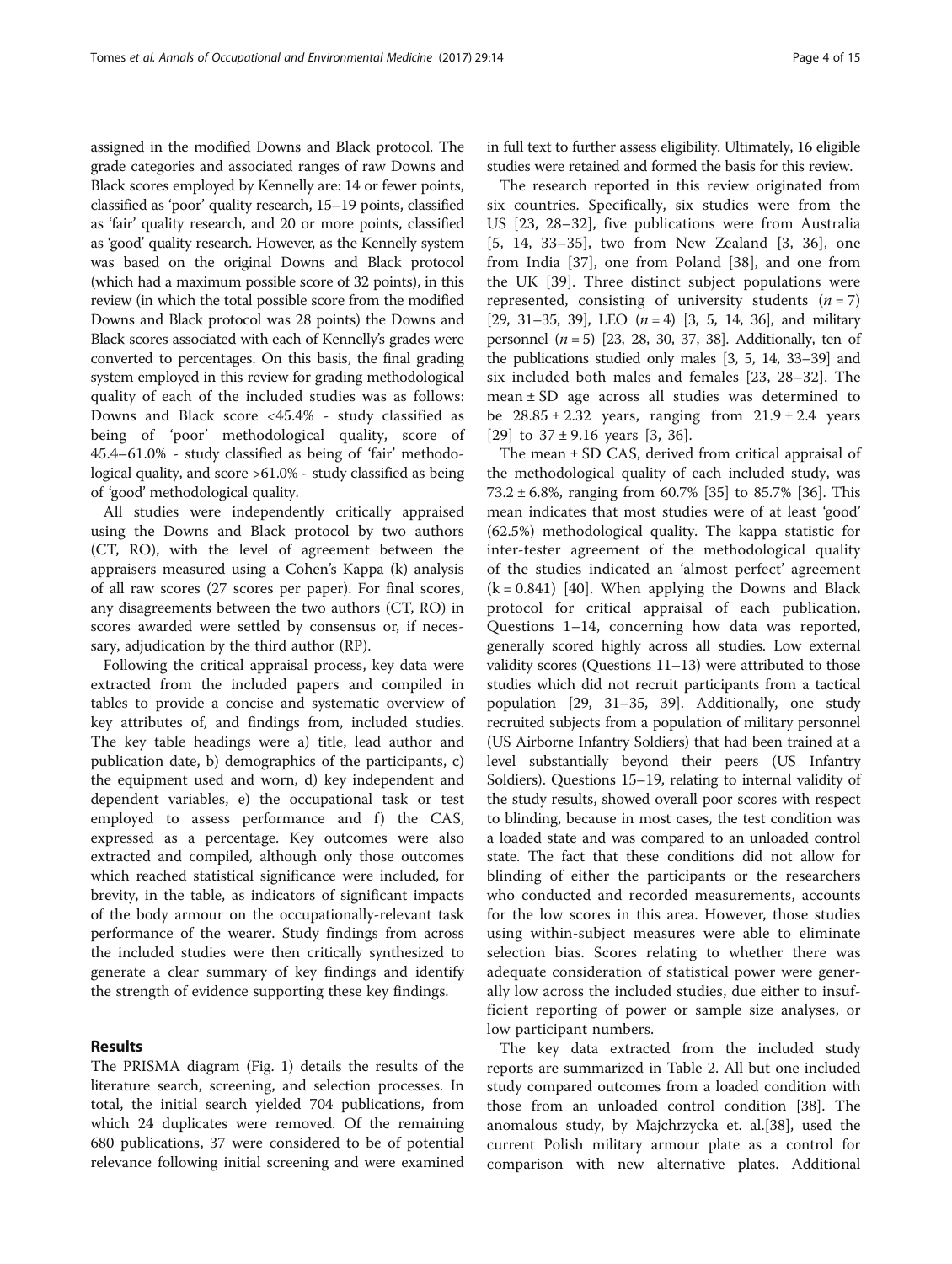assigned in the modified Downs and Black protocol. The grade categories and associated ranges of raw Downs and Black scores employed by Kennelly are: 14 or fewer points, classified as 'poor' quality research, 15–19 points, classified as 'fair' quality research, and 20 or more points, classified as 'good' quality research. However, as the Kennelly system was based on the original Downs and Black protocol (which had a maximum possible score of 32 points), in this review (in which the total possible score from the modified Downs and Black protocol was 28 points) the Downs and Black scores associated with each of Kennelly's grades were converted to percentages. On this basis, the final grading system employed in this review for grading methodological quality of each of the included studies was as follows: Downs and Black score <45.4% - study classified as being of 'poor' methodological quality, score of 45.4–61.0% - study classified as being of 'fair' methodological quality, and score >61.0% - study classified as being of 'good' methodological quality.

All studies were independently critically appraised using the Downs and Black protocol by two authors (CT, RO), with the level of agreement between the appraisers measured using a Cohen's Kappa (k) analysis of all raw scores (27 scores per paper). For final scores, any disagreements between the two authors (CT, RO) in scores awarded were settled by consensus or, if necessary, adjudication by the third author (RP).

Following the critical appraisal process, key data were extracted from the included papers and compiled in tables to provide a concise and systematic overview of key attributes of, and findings from, included studies. The key table headings were a) title, lead author and publication date, b) demographics of the participants, c) the equipment used and worn, d) key independent and dependent variables, e) the occupational task or test employed to assess performance and f) the CAS, expressed as a percentage. Key outcomes were also extracted and compiled, although only those outcomes which reached statistical significance were included, for brevity, in the table, as indicators of significant impacts of the body armour on the occupationally-relevant task performance of the wearer. Study findings from across the included studies were then critically synthesized to generate a clear summary of key findings and identify the strength of evidence supporting these key findings.

## Results

The PRISMA diagram (Fig. 1) details the results of the literature search, screening, and selection processes. In total, the initial search yielded 704 publications, from which 24 duplicates were removed. Of the remaining 680 publications, 37 were considered to be of potential relevance following initial screening and were examined in full text to further assess eligibility. Ultimately, 16 eligible studies were retained and formed the basis for this review.

The research reported in this review originated from six countries. Specifically, six studies were from the US [23, 28–32], five publications were from Australia [5, 14, 33–35], two from New Zealand [3, 36], one from India [37], one from Poland [38], and one from the UK [39]. Three distinct subject populations were represented, consisting of university students ($n = 7$) [29, 31–35, 39], LEO ($n = 4$) [3, 5, 14, 36], and military personnel ($n = 5$) [23, 28, 30, 37, 38]. Additionally, ten of the publications studied only males [3, 5, 14, 33–39] and six included both males and females [23, 28–32]. The mean ± SD age across all studies was determined to be $28.85 \pm 2.32$ years, ranging from $21.9 \pm 2.4$ years [29] to $37 \pm 9.16$ years [3, 36].

The mean ± SD CAS, derived from critical appraisal of the methodological quality of each included study, was $73.2 \pm 6.8\%$, ranging from 60.7% [35] to 85.7% [36]. This mean indicates that most studies were of at least 'good' (62.5%) methodological quality. The kappa statistic for inter-tester agreement of the methodological quality of the studies indicated an 'almost perfect' agreement ($k = 0.841$) [40]. When applying the Downs and Black protocol for critical appraisal of each publication, Questions 1–14, concerning how data was reported, generally scored highly across all studies. Low external validity scores (Questions 11–13) were attributed to those studies which did not recruit participants from a tactical population [29, 31–35, 39]. Additionally, one study recruited subjects from a population of military personnel (US Airborne Infantry Soldiers) that had been trained at a level substantially beyond their peers (US Infantry Soldiers). Questions 15–19, relating to internal validity of the study results, showed overall poor scores with respect to blinding, because in most cases, the test condition was a loaded state and was compared to an unloaded control state. The fact that these conditions did not allow for blinding of either the participants or the researchers who conducted and recorded measurements, accounts for the low scores in this area. However, those studies using within-subject measures were able to eliminate selection bias. Scores relating to whether there was adequate consideration of statistical power were generally low across the included studies, due either to insufficient reporting of power or sample size analyses, or low participant numbers.

The key data extracted from the included study reports are summarized in Table 2. All but one included study compared outcomes from a loaded condition with those from an unloaded control condition [38]. The anomalous study, by Majchrzycka et. al.[38], used the current Polish military armour plate as a control for comparison with new alternative plates. Additional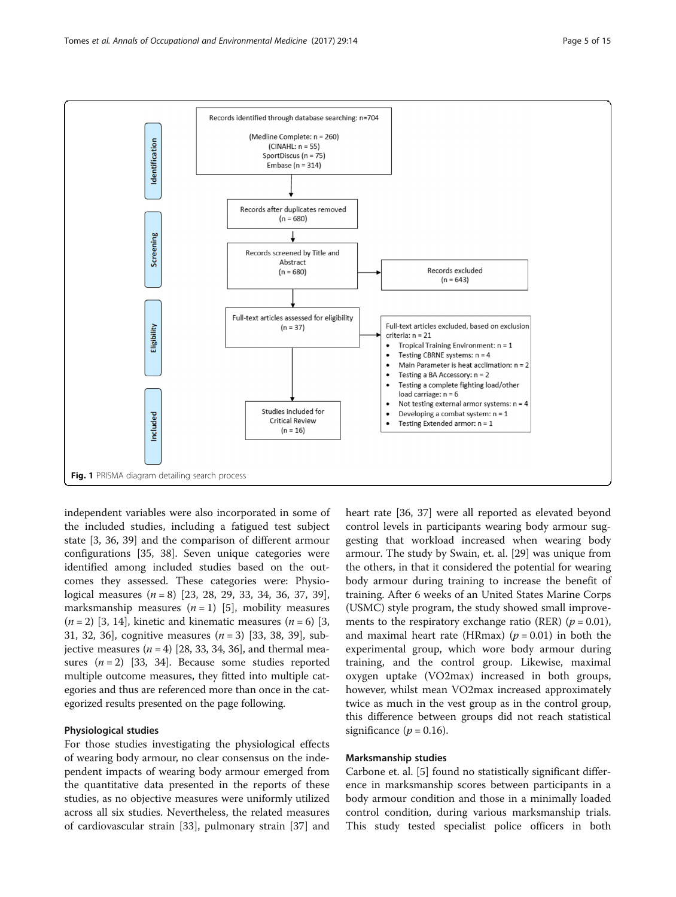Records identified through database searching: n=704

(Medline Complete: n = 260)
(CINAHL: n = 55)
SportDiscus (n = 75)
Embase (n = 314)

Records after duplicates removed (n = 680)

Records screened by Title and Abstract (n = 680)

Records excluded (n = 643)

Full-text articles assessed for eligibility (n = 37)

Full-text articles excluded, based on exclusion criteria: n = 21

- Tropical Training Environment: n = 1
- Testing CBRNE systems: n = 4
- Main Parameter is heat acclimation: n = 2
- Testing a BA Accessory: n = 2
- Testing a complete fighting load/other load carriage: n = 6
- Not testing external armor systems: n = 4
- Developing a combat system: n = 1
- Testing Extended armor: n = 1

Studies included for Critical Review (n = 16)

Identification | Screening | Eligibility | Included

**Fig. 1** PRISMA diagram detailing search process

independent variables were also incorporated in some of the included studies, including a fatigued test subject state [3, 36, 39] and the comparison of different armour configurations [35, 38]. Seven unique categories were identified among included studies based on the outcomes they assessed. These categories were: Physiological measures ($n = 8$) [23, 28, 29, 33, 34, 36, 37, 39], marksmanship measures ($n = 1$) [5], mobility measures ($n = 2$) [3, 14], kinetic and kinematic measures ($n = 6$) [3, 31, 32, 36], cognitive measures ($n = 3$) [33, 38, 39], subjective measures ($n = 4$) [28, 33, 34, 36], and thermal measures ($n = 2$) [33, 34]. Because some studies reported multiple outcome measures, they fitted into multiple categories and thus are referenced more than once in the categorized results presented on the page following.

### Physiological studies

For those studies investigating the physiological effects of wearing body armour, no clear consensus on the independent impacts of wearing body armour emerged from the quantitative data presented in the reports of these studies, as no objective measures were uniformly utilized across all six studies. Nevertheless, the related measures of cardiovascular strain [33], pulmonary strain [37] and heart rate [36, 37] were all reported as elevated beyond control levels in participants wearing body armour suggesting that workload increased when wearing body armour. The study by Swain, et. al. [29] was unique from the others, in that it considered the potential for wearing body armour during training to increase the benefit of training. After 6 weeks of an United States Marine Corps (USMC) style program, the study showed small improvements to the respiratory exchange ratio (RER) ($p = 0.01$), and maximal heart rate (HRmax) ($p = 0.01$) in both the experimental group, which wore body armour during training, and the control group. Likewise, maximal oxygen uptake (VO2max) increased in both groups, however, whilst mean VO2max increased approximately twice as much in the vest group as in the control group, this difference between groups did not reach statistical significance ($p = 0.16$).

### Marksmanship studies

Carbone et. al. [5] found no statistically significant difference in marksmanship scores between participants in a body armour condition and those in a minimally loaded control condition, during various marksmanship trials. This study tested specialist police officers in both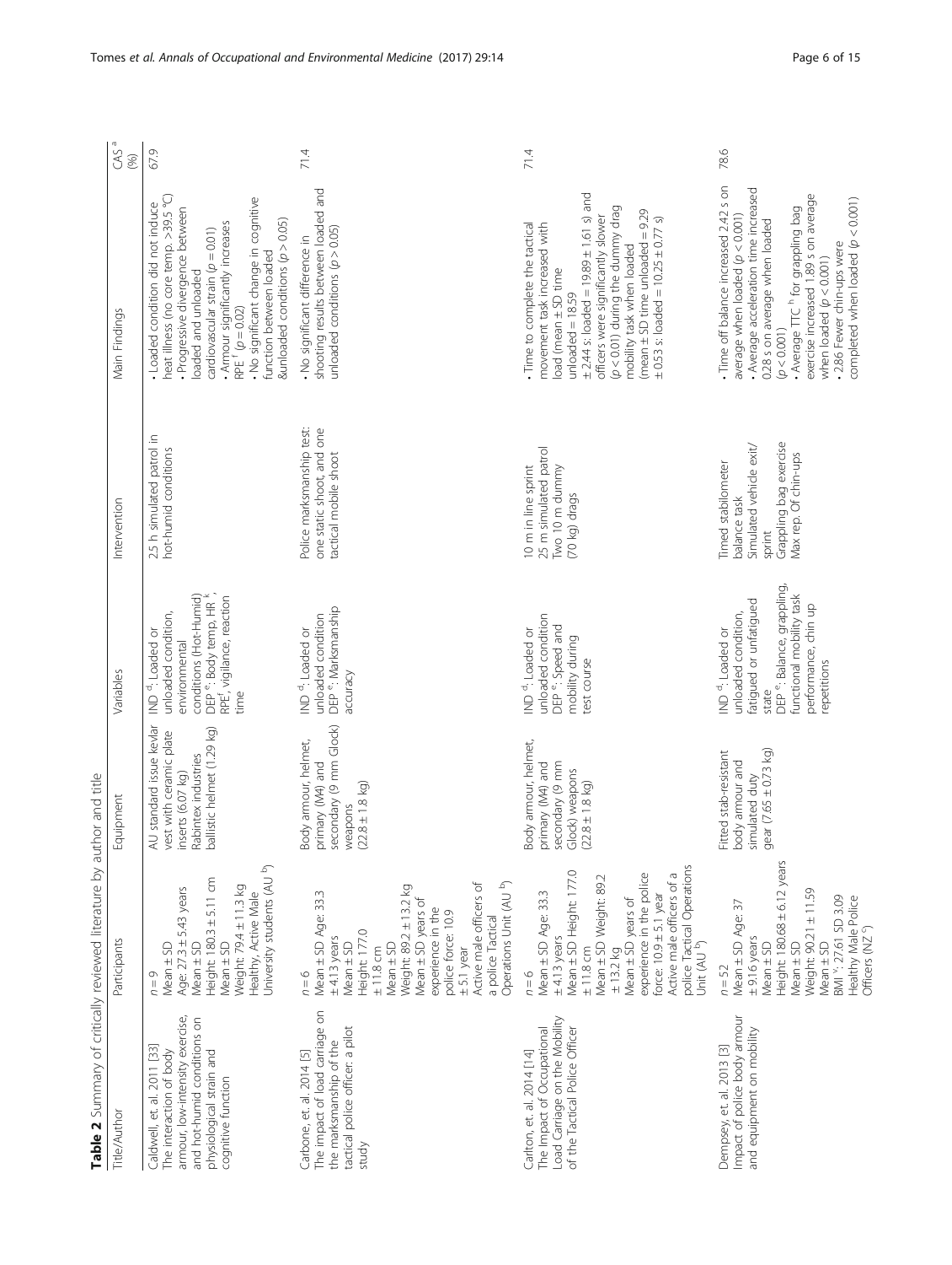**Table 2** Summary of critically reviewed literature by author and title

| Title/Author | Participants | Equipment | Variables | Intervention | Main Findings | CAS [a] (%) |
|---|---|---|---|---|---|---|
| Caldwell, et. al. 2011 [33] The interaction of body armour, low-intensity exercise, and hot-humid conditions on physiological strain and cognitive function | $n = 9$ Mean ± SD Age: 27.3 ± 5.43 years Mean ± SD Height: 180.3 ± 5.11 cm Mean ± SD Weight: 79.4 ± 11.3 kg Healthy, Active Male University students (AU [b]) | AU standard issue kevlar vest with ceramic plate inserts (6.07 kg) Rabintex industries ballistic helmet (1.29 kg) | IND [d]: Loaded or unloaded condition, environmental conditions (Hot-Humid) DEP [e]: Body temp, HR [k], RPE [f], vigilance, reaction time | 2.5 h simulated patrol in hot-humid conditions | • Loaded condition did not induce heat illness (no core temp. >39.5 °C) • Progressive divergence between loaded and unloaded cardiovascular strain ($p = 0.01$) • Armour significantly increases RPE [f] ($p = 0.02$) • No significant change in cognitive function between loaded &unloaded conditions ($p > 0.05$) | 67.9 |
| Carbone, et. al. 2014 [5] The impact of load carriage on the marksmanship of the tactical police officer: a pilot study | $n = 6$ Mean ± SD Age: 33.3 ± 4.13 years Mean ± SD Height: 177.0 ± 11.8 cm Mean ± SD Weight: 89.2 ± 13.2 kg Mean ± SD years of experience in the police force: 10.9 ± 5.1 year Active male officers of a police Tactical Operations Unit (AU [b]) | Body armour, helmet, primary (M4) and secondary (9 mm Glock) weapons (22.8 ± 1.8 kg) | IND [d]: Loaded or unloaded condition DEP [e]: Marksmanship accuracy | Police marksmanship test: one static shoot, and one tactical mobile shoot | • No significant difference in shooting results between loaded and unloaded conditions ($p > 0.05$) | 71.4 |
| Carlton, et. al. 2014 [14] The Impact of Occupational Load Carriage on the Mobility of the Tactical Police Officer | $n = 6$ Mean ± SD Age: 33.3 ± 4.13 years Mean ± SD Height: 177.0 ± 11.8 cm Mean ± SD Weight: 89.2 ± 13.2 kg Mean ± SD years of experience in the police force: 10.9 ± 5.1 year Active male officers of a police Tactical Operations Unit (AU [b]) | Body armour, helmet, primary (M4) and secondary (9 mm Glock) weapons (22.8 ± 1.8 kg) | IND [d]: Loaded or unloaded condition DEP [e]: Speed and mobility during test course | 10 m in line sprint 25 m simulated patrol Two 10 m dummy (70 kg) drags | • Time to complete the tactical movement task increased with load (mean ± SD time unloaded = 18.59 ± 2.44 s: loaded = 19.89 ± 1.61 s) and officers were significantly slower ($p < 0.01$) during the dummy drag mobility task when loaded (mean ± SD time unloaded = 9.29 ± 0.53 s: loaded = 10.25 ± 0.77 s) | 71.4 |
| Dempsey, et. al. 2013 [3] Impact of police body armour and equipment on mobility | $n = 52$ Mean ± SD Age: 37 ± 9.16 years Mean ± SD Height: 180.68 ± 6.12 years Mean ± SD Weight: 90.21 ± 11.59 Mean ± SD BMI [v]: 27.61 SD 3.09 Healthy Male Police Officers (NZ [c]) | Fitted stab-resistant body armour and simulated duty gear (7.65 ± 0.73 kg) | IND [d]: Loaded or unloaded condition, fatigued or unfatigued state DEP [e]: Balance, grappling, functional mobility task performance, chin up repetitions | Timed stabilometer balance task Simulated vehicle exit/sprint Grappling bag exercise Max rep. Of chin-ups | • Time off balance increased 2.42 s on average when loaded ($p < 0.001$) • Average acceleration time increased 0.28 s on average when loaded ($p < 0.001$) • Average TTC [h] for grappling bag exercise increased 1.89 s on average when loaded ($p < 0.001$) • 2.86 Fewer chin-ups were completed when loaded ($p < 0.001$) | 78.6 |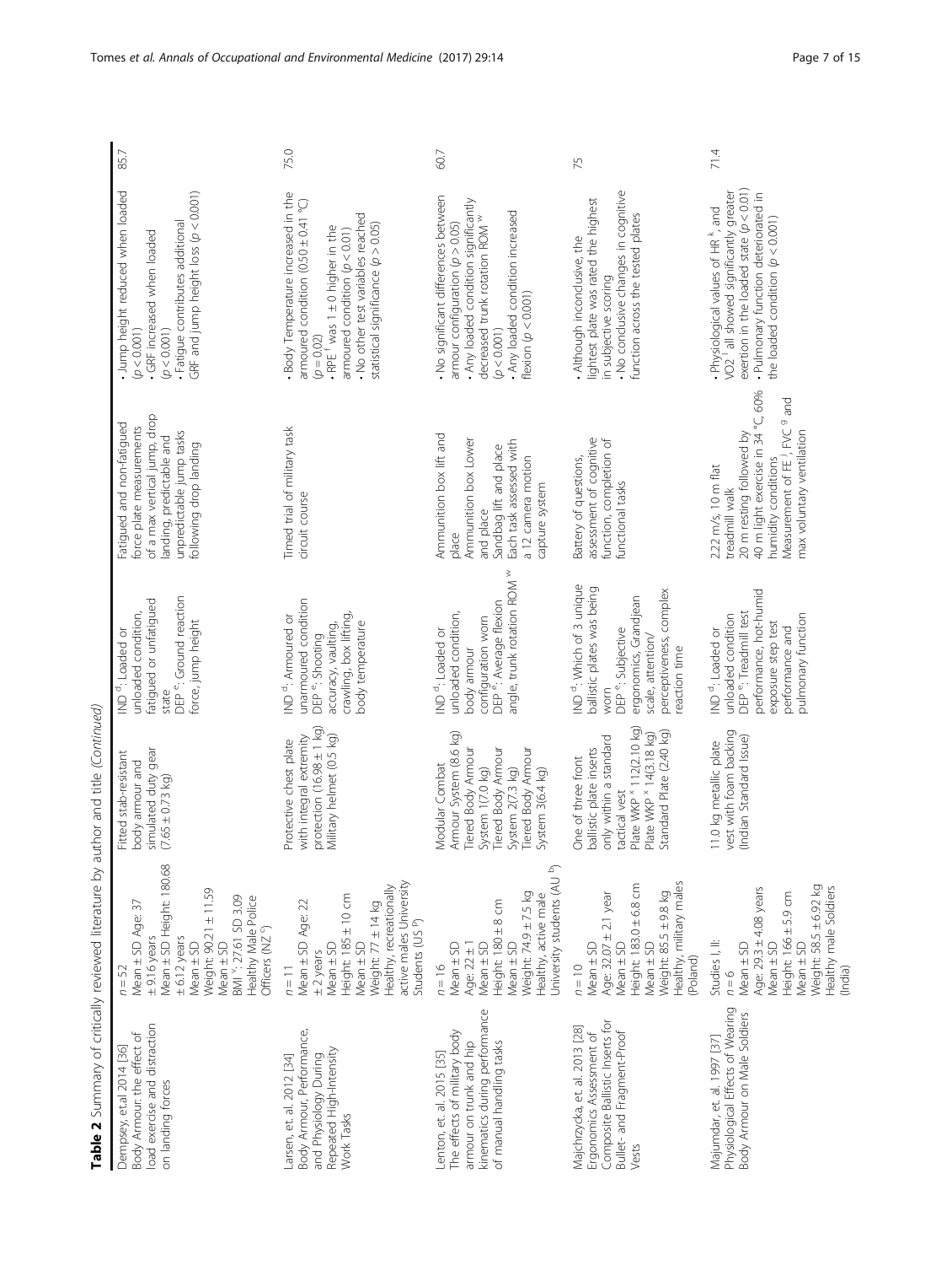**Table 2** Summary of critically reviewed literature by author and title *(Continued)*

| Author and title | Participants | Body armour | Variables | Tasks | Results | Score |
|---|---|---|---|---|---|---|
| Dempsey, et.al 2014 [36] Body Armour: the effect of load exercise and distraction on landing forces | $n = 52$ Mean ± SD Age: 37 ± 9.16 years Mean ± SD Height: 180.68 ± 6.12 years Mean ± SD Weight: 90.21 ± 11.59 Mean ± SD BMI [v]: 27.61 SD 3.09 Healthy Male Police Officers (NZ [c]) | Fitted stab-resistant body armour and simulated duty gear (7.65 ± 0.73 kg) | IND [d]: Loaded or unloaded condition, fatigued or unfatigued state DEP [e]: Ground reaction force, jump height | Fatigued and non-fatigued force plate measurements of a max vertical jump, drop landing, predictable and unpredictable jump tasks following drop landing | • Jump height reduced when loaded ($p < 0.001$) • GRF increased when loaded ($p < 0.001$) • Fatigue contributes additional GRF and jump height loss ($p < 0.001$) | 85.7 |
| Larsen, et. al. 2012 [34] Body Armour, Performance, and Physiology During Repeated High-Intensity Work Tasks | $n = 11$ Mean ± SD Age: 22 ± 2 years Mean ± SD Height: 185 ± 10 cm Mean ± SD Weight: 77 ± 14 kg Healthy, recreationally active males University Students (US [h]) | Protective chest plate with integral extremity protection (16.98 ± 1 kg) Military helmet (0.5 kg) | IND [d]: Armoured or unarmoured condition DEP [e]: Shooting accuracy, vaulting, crawling, box lifting, body temperature | Timed trial of military task circuit course | • Body Temperature increased in the armoured condition (0.50 ± 0.41 °C) ($p = 0.02$) • RPE [f] was 1 ± 0 higher in the armoured condition ($p < 0.01$) • No other test variables reached statistical significance ($p > 0.05$) | 75.0 |
| Lenton, et. al. 2015 [35] The effects of military body armour on trunk and hip kinematics during performance of manual handling tasks | $n = 16$ Mean ± SD Age: 22 ± 1 Mean ± SD Height: 180 ± 8 cm Mean ± SD Weight: 74.9 ± 7.5 kg Healthy, active male University students (AU [b]) | Modular Combat Armour System (8.6 kg) Tiered Body Armour System 1(7.0 kg) Tiered Body Armour System 2(7.3 kg) Tiered Body Armour System 3(6.4 kg) | IND [d]: Loaded or unloaded condition, body armour configuration worn DEP [e]: Average flexion angle, trunk rotation ROM [w] | Ammunition box lift and place Ammunition box Lower and place Sandbag lift and place Each task assessed with a 12 camera motion capture system | • No significant differences between armour configuration ($p > 0.05$) • Any loaded condition significantly decreased trunk rotation ROM [w] ($p < 0.001$) • Any loaded condition increased flexion ($p < 0.001$) | 60.7 |
| Majchrzycka, et. al. 2013 [28] Ergonomics Assessment of Composite Ballistic Inserts for Bullet- and Fragment-Proof Vests | $n = 10$ Mean ± SD Age: 32.07 ± 2.1 year Mean ± SD Height: 183.0 ± 6.8 cm Mean ± SD Weight: 85.5 ± 9.8 kg Healthy, military males (Poland) | One of three front ballistic plate inserts only within a standard tactical vest Plate WKP [x] 1 12(2.10 kg) Plate WKP [x] 14(3.18 kg) Standard Plate (2.40 kg) | IND [d]: Which of 3 unique ballistic plates was being worn DEP [e]: Subjective ergonomics, Grandjean scale, attention/ perceptiveness, complex reaction time | Battery of questions, assessment of cognitive function, completion of functional tasks | • Although inconclusive, the lightest plate was rated the highest in subjective scoring • No conclusive changes in cognitive function across the tested plates | 75 |
| Majumdar, et. al. 1997 [37] Physiological Effects of Wearing Body Armour on Male Soldiers | Studies I, II: $n = 6$ Mean ± SD Age: 29.3 ± 4.08 years Mean ± SD Height: 166 ± 5.9 cm Mean ± SD Weight: 58.5 ± 6.92 kg Healthy male Soldiers (India) | 11.0 kg metallic plate vest with foam backing (Indian Standard Issue) | IND [d]: Loaded or unloaded condition DEP [e]: Treadmill test performance, hot-humid exposure step test performance and pulmonary function | 2.22 m/s, 10 m flat treadmill walk 20 m resting followed by 40 m light exercise in 34 °C, 60% humidity conditions Measurement of FE [j], FVC [g] and max voluntary ventilation | • Physiological values of HR [k], and VO2 [l] all showed significantly greater exertion in the loaded state ($p < 0.01$) • Pulmonary function deteriorated in the loaded condition ($p < 0.001$) | 71.4 |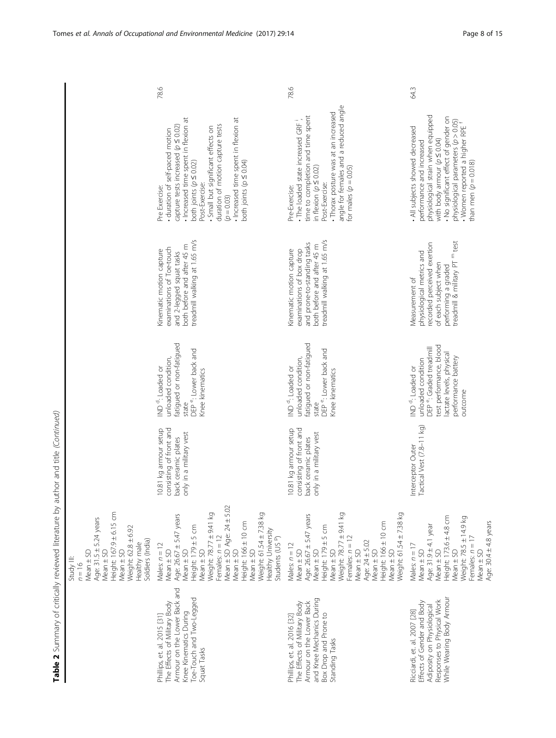**Table 2** Summary of critically reviewed literature by author and title *(Continued)*

| Author, Year, Title | Participants | Body armour | Variables | Methods | Key findings | Quality score |
|---|---|---|---|---|---|---|
| | Study III: $n = 16$ Mean ± SD Age: 31.5 ± 5.24 years Mean ± SD Height: 167.9 ± 6.15 cm Mean ± SD Weight: 62.8 ± 6.92 Healthy male Soldiers (India) | | | | | |
| Phillips, et. al. 2015 [31] The Effects of Military Body Armour on the Lower Back and Knee Kinematics During Toe-Touch and Two-Legged Squat Tasks | Males: $n = 12$ Mean ± SD Age: 26.67 ± 5.47 years Mean ± SD Height: 179 ± 5 cm Mean ± SD Weight: 78.77 ± 9.41 kg Females: $n = 12$ Mean ± SD Age: 24 ± 5.02 Mean ± SD Height: 166 ± 10 cm Mean ± SD Weight: 61.54 ± 7.38 kg Healthy University Students (US [b]) | 10.81 kg armour setup consisting of front and back ceramic plates only in a military vest | IND [d]: Loaded or unloaded condition, fatigued or non-fatigued state DEP [e]: Lower back and Knee kinematics | Kinematic motion capture examinations of Toe-touch and 2-legged squat tasks both before and after 45 m treadmill walking at 1.65 m/s | Pre Exercise: • duration of self-paced motion capture tests increased ($p \leq 0.02$) • Increased time spent in flexion at both joints ($p \leq 0.02$) Post-Exercise: • Small but significant effects on duration of motion capture tests ($p = 0.03$) • Increased time spent in flexion at both joints ($p \leq 0.04$) | 78.6 |
| Phillips, et. al. 2016 [32] The Effects of Military Body Armour on the Lower Back and Knee Mechanics During Box Drop and Prone to Standing Tasks | Males: $n = 12$ Mean ± SD Age: 26.67 ± 5.47 years Mean ± SD Height: 179 ± 5 cm Mean ± SD Weight: 78.77 ± 9.41 kg Females: $n = 12$ Mean ± SD Age: 24 ± 5.02 Mean ± SD Height: 166 ± 10 cm Mean ± SD Weight: 61.54 ± 7.38 kg | 10.81 kg armour setup consisting of front and back ceramic plates only in a military vest | IND [d]: Loaded or unloaded condition, fatigued or non-fatigued state DEP [e]: Lower back and Knee kinematics | Kinematic motion capture examinations of box drop and prone-to-standing tasks both before and after 45 m treadmill walking at 1.65 m/s | Pre-Exercise: • The loaded state increased GRF [i], time to completion and time spent in flexion ($p \leq 0.02$) Post-Exercise: • Thorax posture was at an increased angle for females and a reduced angle for males ($p = 0.05$) | 78.6 |
| Ricciardi, et. al. 2007 [28] Effects of Gender and Body Adiposity on Physiological Responses to Physical Work While Wearing Body Armour | Males: $n = 17$ Mean ± SD Age: 31.9 ± 4.1 year Mean ± SD Height: 173.6 ± 4.8 cm Mean ± SD Weight: 78.5 ± 14.9 kg Females: $n = 17$ Mean ± SD Age: 30.4 ± 4.8 years | Interceptor Outer Tactical Vest (7.8–11 kg) | IND [d]: Loaded or unloaded condition DEP [e]: Graded treadmill test performance, blood lactate levels, physical performance battery outcome | Measurement of physiological metrics and recorded perceived exertion of each subject when performing a graded treadmill & military PT [m] test | • All subjects showed decreased performance and increased physiological strain when equipped with body armour ($p \leq 0.04$) • No significant effect of gender on physiological parameters ($p > 0.05$) • Women reported a higher RPE [f] than men ($p = 0.018$) | 64.3 |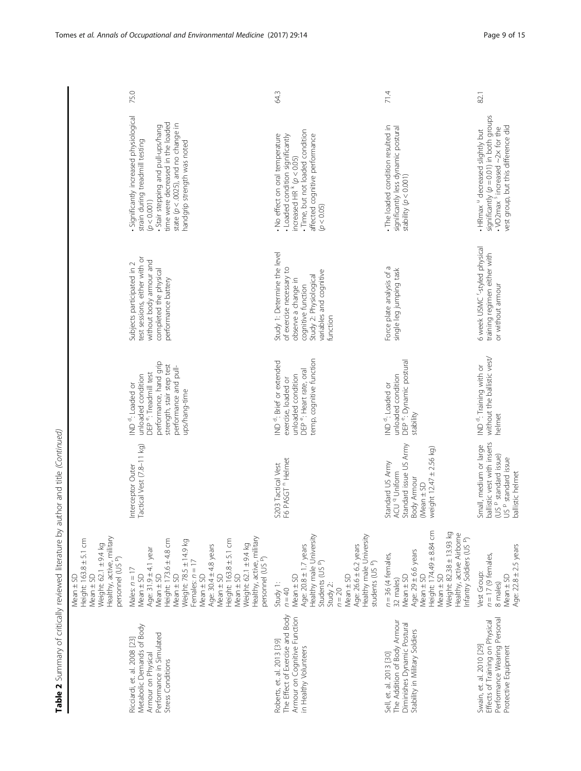**Table 2** Summary of critically reviewed literature by author and title *(Continued)*

| | | | | | | |
|---|---|---|---|---|---|---|
| | Mean ± SD<br>Height: 163.8 ± 5.1 cm<br>Mean ± SD<br>Weight: 62.1 ± 9.4 kg<br>Healthy, active, military personnel (US [p]) | | | | | |
| Ricciardi, et. al. 2008 [23]<br>Metabolic Demands of Body Armour on Physical Performance in Simulated Stress Conditions | Males: n = 17<br>Mean ± SD<br>Age: 31.9 ± 4.1 year<br>Mean ± SD<br>Height: 173.6 ± 4.8 cm<br>Mean ± SD<br>Weight: 78.5 ± 14.9 kg<br>Females: n = 17<br>Mean ± SD<br>Age: 30.4 ± 4.8 years<br>Mean ± SD<br>Height: 163.8 ± 5.1 cm<br>Mean ± SD<br>Weight: 62.1 ± 9.4 kg<br>Healthy, active, military personnel (US [p]) | Interceptor Outer Tactical Vest (7.8–11 kg) | IND [d]: Loaded or unloaded condition<br>DEP [e]: Treadmill test performance, hand grip strength, stair step test performance and pull-ups/hang-time | Subjects participated in 2 test sessions, either with or without body armour and completed the physical performance battery | • Significantly increased physiological strain during treadmill testing ($p < 0.001$)<br>• Stair stepping and pull-ups/hang time were decreased in the loaded state ($p < .0025$), and no change in handgrip strength was noted | 75.0 |
| Roberts, et. al. 2013 [39]<br>The Effect of Exercise and Body Armour on Cognitive Function in Healthy Volunteers | Study 1:<br>n = 40<br>Mean ± SD<br>Age: 20.8 ± 1.7 years<br>Healthy male University Students (US [p])<br>Study 2:<br>n = 20<br>Mean ± SD<br>Age: 26.6 ± 6.2 years<br>Healthy male University students (US [p]) | S203 Tactical Vest<br>F6 PASGT [n] Helmet | IND [d]: Brief or extended exercise, loaded or unloaded condition<br>DEP [e]: Heart rate, oral temp, cognitive function | Study 1: Determine the level of exercise necessary to observe a change in cognitive function<br>Study 2: Physiological variables and cognitive function | • No effect on oral temperature<br>• Loaded condition significantly increased HR [k] ($p < 0.05$)<br>• Time, but not loaded condition affected cognitive performance ($p < 0.05$) | 64.3 |
| Sell, et. al. 2013 [30]<br>The Addition of Body Armour Diminishes Dynamic Postural Stability in Military Soldiers | n = 36 (4 females, 32 males)<br>Mean ± SD<br>Age: 29 ± 6.6 years<br>Mean ± SD<br>Height: 174.49 ± 8.84 cm<br>Mean ± SD<br>Weight: 82.38 ± 13.93 kg<br>Healthy, active Airborne Infantry Soldiers (US [p]) | Standard US Army ACU [q] Uniform<br>Standard issue US Army Body Armour<br>(Mean ± SD weight 12.47 ± 2.56 kg) | IND [d]: Loaded or unloaded condition<br>DEP [e]: Dynamic postural stability | Force plate analysis of a single leg jumping task | • The loaded condition resulted in significantly less dynamic postural stability ($p < 0.001$) | 71.4 |
| Swain, et. al. 2010 [29]<br>Effects of Training on Physical Performance Wearing Personal Protective Equipment | Vest Group:<br>n = 17 (9 females, 8 males)<br>Mean ± SD<br>Age: 22.8 ± 2.5 years | Small, medium or large ballistic vest with inserts (US [p] standard issue)<br>US [p] standard issue ballistic helmet | IND [d]: Training with or without the ballistic vest/helmet | 6 week USMC [r]-styled physical training regimen either with or without armour | • HRmax [u] decreased slightly but significantly ($p = 0.01$) in both groups<br>• VO2max [s] increased ~2× for the vest group, but this difference did | 82.1 |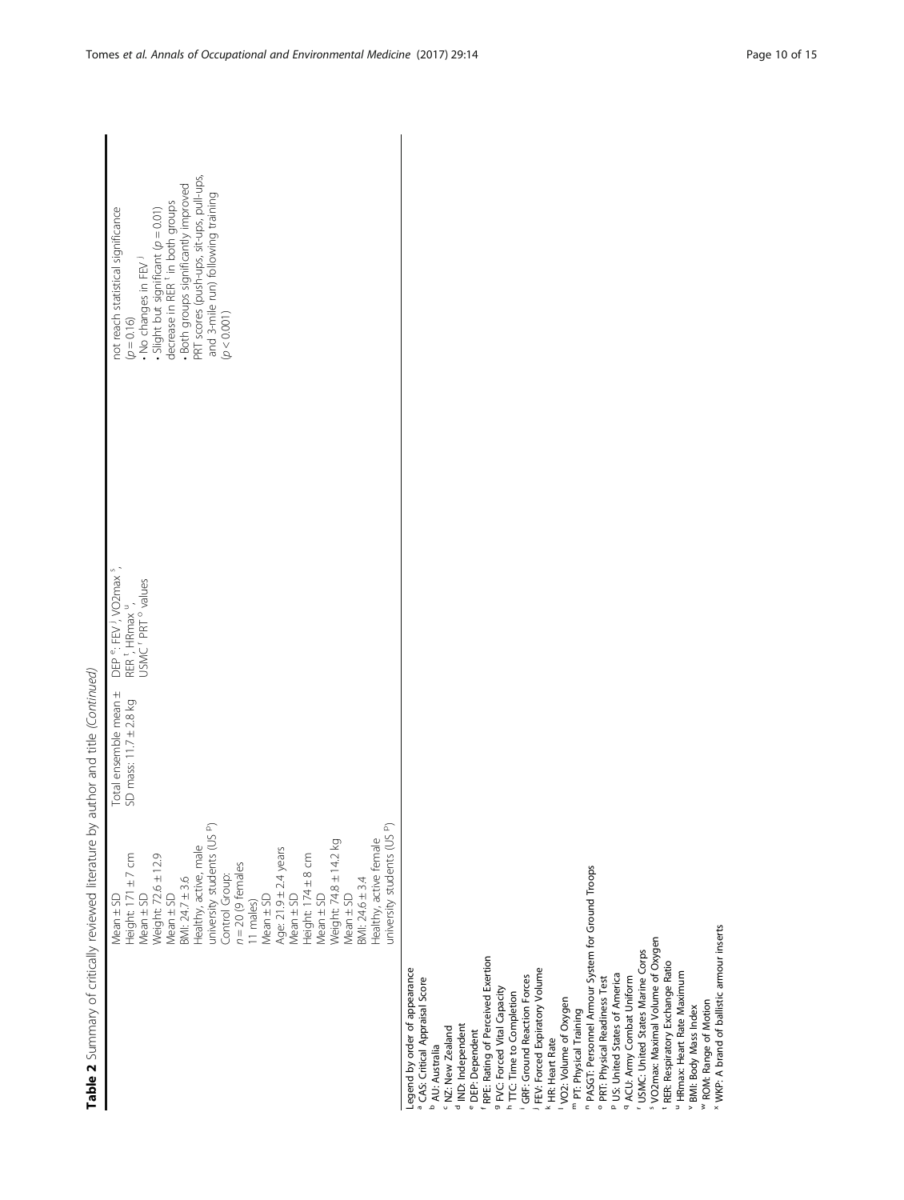**Table 2** Summary of critically reviewed literature by author and title *(Continued)*

| | | | | |
|---|---|---|---|---|
| | Mean ± SD<br>Height: 171 ± 7 cm<br>Mean ± SD<br>Weight: 72.6 ± 12.9<br>Mean ± SD<br>BMI: 24.7 ± 3.6<br>Healthy, active, male university students (US [p])<br>Control Group:<br>$n = 20$ (9 females 11 males)<br>Mean ± SD<br>Age: 21.9 ± 2.4 years<br>Mean ± SD<br>Height: 174 ± 8 cm<br>Mean ± SD<br>Weight: 74.8 ± 14.2 kg<br>Mean ± SD<br>BMI: 24.6 ± 3.4<br>Healthy, active female university students (US [p]) | Total ensemble mean ± SD mass: 11.7 ± 2.8 kg | DEP [e]: FEV [j], VO2max [s], RER [t], HRmax [u], USMC [r] PRT [o] values | not reach statistical significance ($p = 0.16$)<br>• No changes in FEV [j]<br>• Slight but significant ($p = 0.01$) decrease in RER [t] in both groups<br>• Both groups significantly improved PRT scores (push-ups, sit-ups, pull-ups, and 3-mile run) following training ($p < 0.001$) |

Legend by order of appearance
[a] CAS: Critical Appraisal Score
[b] AU: Australia
[c] NZ: New Zealand
[d] IND: Independent
[e] DEP: Dependent
[f] RPE: Rating of Perceived Exertion
[g] FVC: Forced Vital Capacity
[h] TTC: Time to Completion
[i] GRF: Ground Reaction Forces
[j] FEV: Forced Expiratory Volume
[k] HR: Heart Rate
[l] VO2: Volume of Oxygen
[m] PT: Physical Training
[n] PASGT: Personnel Armour System for Ground Troops
[o] PRT: Physical Readiness Test
[p] US: United States of America
[q] ACU: Army Combat Uniform
[r] USMC: United States Marine Corps
[s] VO2max: Maximal Volume of Oxygen
[t] RER: Respiratory Exchange Ratio
[u] HRmax: Heart Rate Maximum
[v] BMI: Body Mass Index
[w] ROM: Range of Motion
[x] WKP: A brand of ballistic armour inserts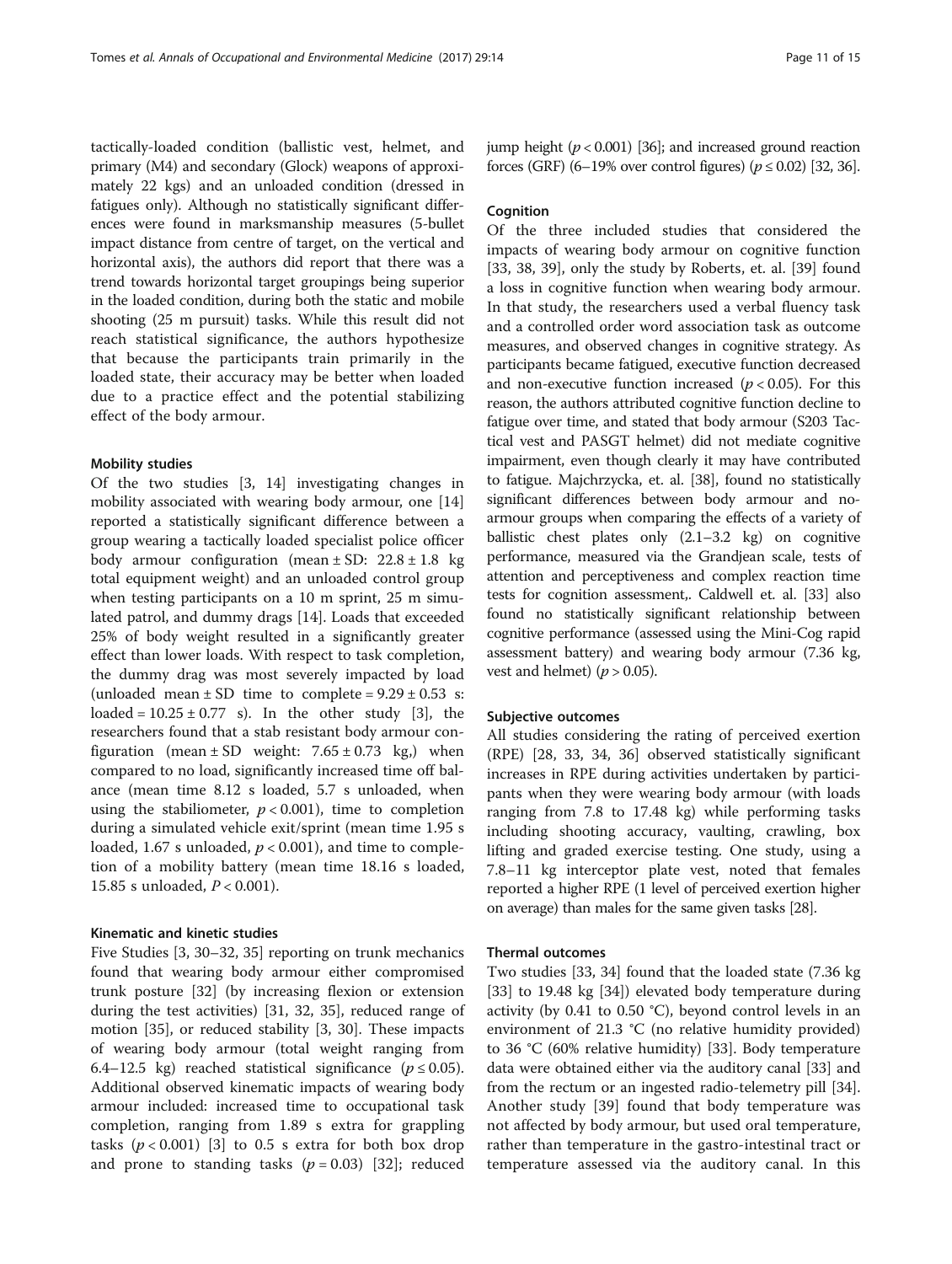tactically-loaded condition (ballistic vest, helmet, and primary (M4) and secondary (Glock) weapons of approximately 22 kgs) and an unloaded condition (dressed in fatigues only). Although no statistically significant differences were found in marksmanship measures (5-bullet impact distance from centre of target, on the vertical and horizontal axis), the authors did report that there was a trend towards horizontal target groupings being superior in the loaded condition, during both the static and mobile shooting (25 m pursuit) tasks. While this result did not reach statistical significance, the authors hypothesize that because the participants train primarily in the loaded state, their accuracy may be better when loaded due to a practice effect and the potential stabilizing effect of the body armour.

#### Mobility studies

Of the two studies [3, 14] investigating changes in mobility associated with wearing body armour, one [14] reported a statistically significant difference between a group wearing a tactically loaded specialist police officer body armour configuration (mean ± SD: 22.8 ± 1.8 kg total equipment weight) and an unloaded control group when testing participants on a 10 m sprint, 25 m simulated patrol, and dummy drags [14]. Loads that exceeded 25% of body weight resulted in a significantly greater effect than lower loads. With respect to task completion, the dummy drag was most severely impacted by load (unloaded mean ± SD time to complete = 9.29 ± 0.53 s: loaded = 10.25 ± 0.77 s). In the other study [3], the researchers found that a stab resistant body armour configuration (mean ± SD weight: 7.65 ± 0.73 kg,) when compared to no load, significantly increased time off balance (mean time 8.12 s loaded, 5.7 s unloaded, when using the stabiliometer, $p < 0.001$), time to completion during a simulated vehicle exit/sprint (mean time 1.95 s loaded, 1.67 s unloaded, $p < 0.001$), and time to completion of a mobility battery (mean time 18.16 s loaded, 15.85 s unloaded, $P < 0.001$).

#### Kinematic and kinetic studies

Five Studies [3, 30–32, 35] reporting on trunk mechanics found that wearing body armour either compromised trunk posture [32] (by increasing flexion or extension during the test activities) [31, 32, 35], reduced range of motion [35], or reduced stability [3, 30]. These impacts of wearing body armour (total weight ranging from 6.4–12.5 kg) reached statistical significance ($p \leq 0.05$). Additional observed kinematic impacts of wearing body armour included: increased time to occupational task completion, ranging from 1.89 s extra for grappling tasks ($p < 0.001$) [3] to 0.5 s extra for both box drop and prone to standing tasks ($p = 0.03$) [32]; reduced jump height ($p < 0.001$) [36]; and increased ground reaction forces (GRF) (6–19% over control figures) ($p \leq 0.02$) [32, 36].

#### Cognition

Of the three included studies that considered the impacts of wearing body armour on cognitive function [33, 38, 39], only the study by Roberts, et. al. [39] found a loss in cognitive function when wearing body armour. In that study, the researchers used a verbal fluency task and a controlled order word association task as outcome measures, and observed changes in cognitive strategy. As participants became fatigued, executive function decreased and non-executive function increased ($p < 0.05$). For this reason, the authors attributed cognitive function decline to fatigue over time, and stated that body armour (S203 Tactical vest and PASGT helmet) did not mediate cognitive impairment, even though clearly it may have contributed to fatigue. Majchrzycka, et. al. [38], found no statistically significant differences between body armour and no-armour groups when comparing the effects of a variety of ballistic chest plates only (2.1–3.2 kg) on cognitive performance, measured via the Grandjean scale, tests of attention and perceptiveness and complex reaction time tests for cognition assessment,. Caldwell et. al. [33] also found no statistically significant relationship between cognitive performance (assessed using the Mini-Cog rapid assessment battery) and wearing body armour (7.36 kg, vest and helmet) ($p > 0.05$).

#### Subjective outcomes

All studies considering the rating of perceived exertion (RPE) [28, 33, 34, 36] observed statistically significant increases in RPE during activities undertaken by participants when they were wearing body armour (with loads ranging from 7.8 to 17.48 kg) while performing tasks including shooting accuracy, vaulting, crawling, box lifting and graded exercise testing. One study, using a 7.8–11 kg interceptor plate vest, noted that females reported a higher RPE (1 level of perceived exertion higher on average) than males for the same given tasks [28].

#### Thermal outcomes

Two studies [33, 34] found that the loaded state (7.36 kg [33] to 19.48 kg [34]) elevated body temperature during activity (by 0.41 to 0.50 °C), beyond control levels in an environment of 21.3 °C (no relative humidity provided) to 36 °C (60% relative humidity) [33]. Body temperature data were obtained either via the auditory canal [33] and from the rectum or an ingested radio-telemetry pill [34]. Another study [39] found that body temperature was not affected by body armour, but used oral temperature, rather than temperature in the gastro-intestinal tract or temperature assessed via the auditory canal. In this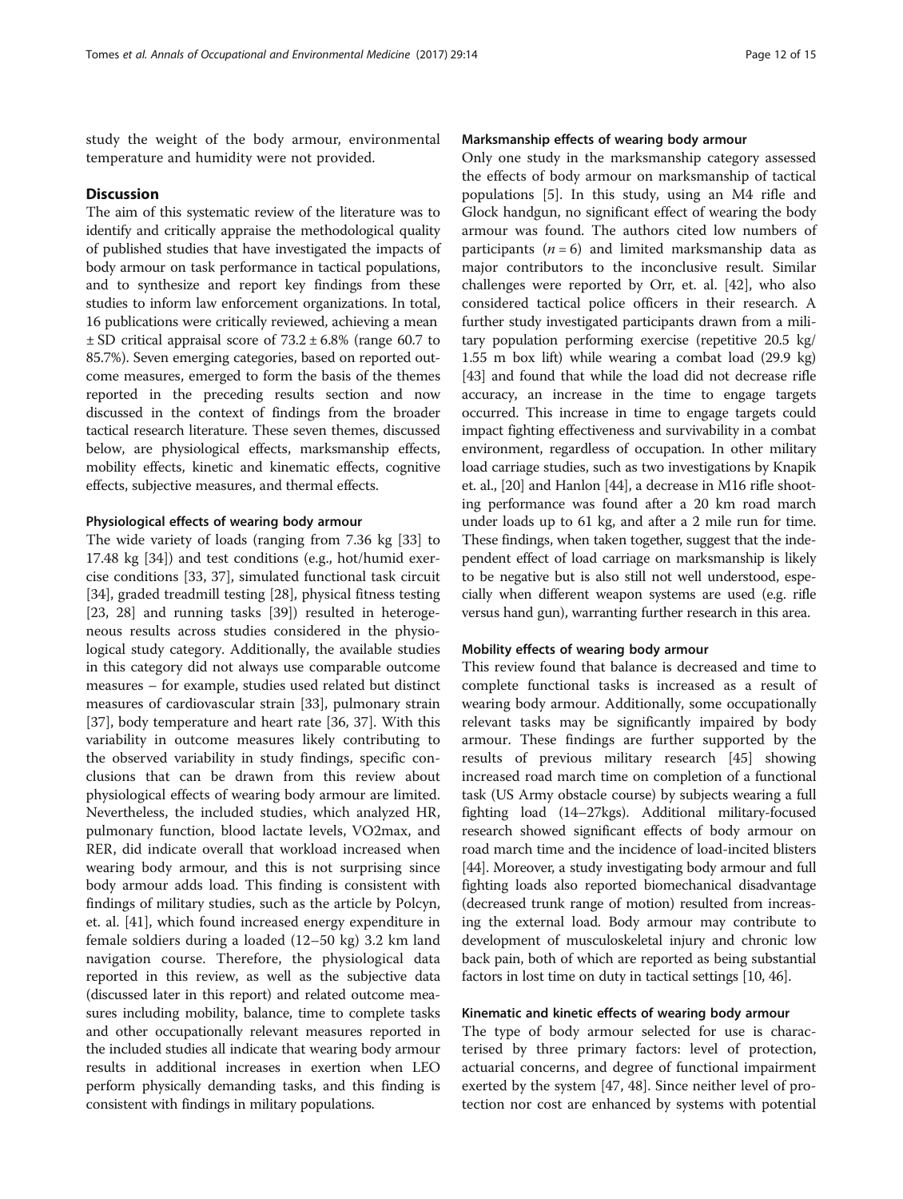study the weight of the body armour, environmental temperature and humidity were not provided.

## Discussion

The aim of this systematic review of the literature was to identify and critically appraise the methodological quality of published studies that have investigated the impacts of body armour on task performance in tactical populations, and to synthesize and report key findings from these studies to inform law enforcement organizations. In total, 16 publications were critically reviewed, achieving a mean ± SD critical appraisal score of 73.2 ± 6.8% (range 60.7 to 85.7%). Seven emerging categories, based on reported outcome measures, emerged to form the basis of the themes reported in the preceding results section and now discussed in the context of findings from the broader tactical research literature. These seven themes, discussed below, are physiological effects, marksmanship effects, mobility effects, kinetic and kinematic effects, cognitive effects, subjective measures, and thermal effects.

### Physiological effects of wearing body armour

The wide variety of loads (ranging from 7.36 kg [33] to 17.48 kg [34]) and test conditions (e.g., hot/humid exercise conditions [33, 37], simulated functional task circuit [34], graded treadmill testing [28], physical fitness testing [23, 28] and running tasks [39]) resulted in heterogeneous results across studies considered in the physiological study category. Additionally, the available studies in this category did not always use comparable outcome measures – for example, studies used related but distinct measures of cardiovascular strain [33], pulmonary strain [37], body temperature and heart rate [36, 37]. With this variability in outcome measures likely contributing to the observed variability in study findings, specific conclusions that can be drawn from this review about physiological effects of wearing body armour are limited. Nevertheless, the included studies, which analyzed HR, pulmonary function, blood lactate levels, VO2max, and RER, did indicate overall that workload increased when wearing body armour, and this is not surprising since body armour adds load. This finding is consistent with findings of military studies, such as the article by Polcyn, et. al. [41], which found increased energy expenditure in female soldiers during a loaded (12–50 kg) 3.2 km land navigation course. Therefore, the physiological data reported in this review, as well as the subjective data (discussed later in this report) and related outcome measures including mobility, balance, time to complete tasks and other occupationally relevant measures reported in the included studies all indicate that wearing body armour results in additional increases in exertion when LEO perform physically demanding tasks, and this finding is consistent with findings in military populations.

### Marksmanship effects of wearing body armour

Only one study in the marksmanship category assessed the effects of body armour on marksmanship of tactical populations [5]. In this study, using an M4 rifle and Glock handgun, no significant effect of wearing the body armour was found. The authors cited low numbers of participants ($n = 6$) and limited marksmanship data as major contributors to the inconclusive result. Similar challenges were reported by Orr, et. al. [42], who also considered tactical police officers in their research. A further study investigated participants drawn from a military population performing exercise (repetitive 20.5 kg/ 1.55 m box lift) while wearing a combat load (29.9 kg) [43] and found that while the load did not decrease rifle accuracy, an increase in the time to engage targets occurred. This increase in time to engage targets could impact fighting effectiveness and survivability in a combat environment, regardless of occupation. In other military load carriage studies, such as two investigations by Knapik et. al., [20] and Hanlon [44], a decrease in M16 rifle shooting performance was found after a 20 km road march under loads up to 61 kg, and after a 2 mile run for time. These findings, when taken together, suggest that the independent effect of load carriage on marksmanship is likely to be negative but is also still not well understood, especially when different weapon systems are used (e.g. rifle versus hand gun), warranting further research in this area.

### Mobility effects of wearing body armour

This review found that balance is decreased and time to complete functional tasks is increased as a result of wearing body armour. Additionally, some occupationally relevant tasks may be significantly impaired by body armour. These findings are further supported by the results of previous military research [45] showing increased road march time on completion of a functional task (US Army obstacle course) by subjects wearing a full fighting load (14–27kgs). Additional military-focused research showed significant effects of body armour on road march time and the incidence of load-incited blisters [44]. Moreover, a study investigating body armour and full fighting loads also reported biomechanical disadvantage (decreased trunk range of motion) resulted from increasing the external load. Body armour may contribute to development of musculoskeletal injury and chronic low back pain, both of which are reported as being substantial factors in lost time on duty in tactical settings [10, 46].

### Kinematic and kinetic effects of wearing body armour

The type of body armour selected for use is characterised by three primary factors: level of protection, actuarial concerns, and degree of functional impairment exerted by the system [47, 48]. Since neither level of protection nor cost are enhanced by systems with potential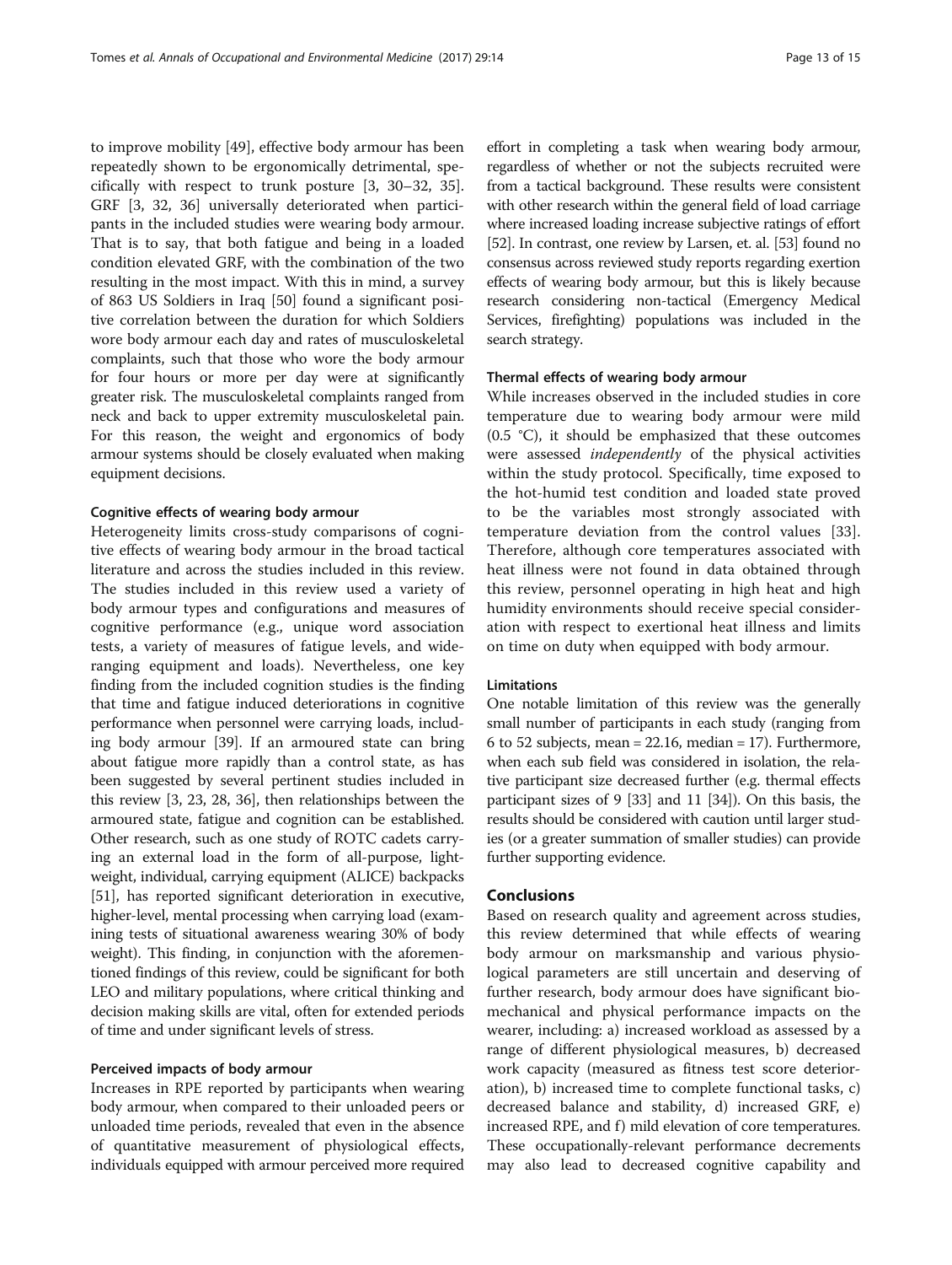to improve mobility [49], effective body armour has been repeatedly shown to be ergonomically detrimental, specifically with respect to trunk posture [3, 30–32, 35]. GRF [3, 32, 36] universally deteriorated when participants in the included studies were wearing body armour. That is to say, that both fatigue and being in a loaded condition elevated GRF, with the combination of the two resulting in the most impact. With this in mind, a survey of 863 US Soldiers in Iraq [50] found a significant positive correlation between the duration for which Soldiers wore body armour each day and rates of musculoskeletal complaints, such that those who wore the body armour for four hours or more per day were at significantly greater risk. The musculoskeletal complaints ranged from neck and back to upper extremity musculoskeletal pain. For this reason, the weight and ergonomics of body armour systems should be closely evaluated when making equipment decisions.

### Cognitive effects of wearing body armour

Heterogeneity limits cross-study comparisons of cognitive effects of wearing body armour in the broad tactical literature and across the studies included in this review. The studies included in this review used a variety of body armour types and configurations and measures of cognitive performance (e.g., unique word association tests, a variety of measures of fatigue levels, and wide-ranging equipment and loads). Nevertheless, one key finding from the included cognition studies is the finding that time and fatigue induced deteriorations in cognitive performance when personnel were carrying loads, including body armour [39]. If an armoured state can bring about fatigue more rapidly than a control state, as has been suggested by several pertinent studies included in this review [3, 23, 28, 36], then relationships between the armoured state, fatigue and cognition can be established. Other research, such as one study of ROTC cadets carrying an external load in the form of all-purpose, lightweight, individual, carrying equipment (ALICE) backpacks [51], has reported significant deterioration in executive, higher-level, mental processing when carrying load (examining tests of situational awareness wearing 30% of body weight). This finding, in conjunction with the aforementioned findings of this review, could be significant for both LEO and military populations, where critical thinking and decision making skills are vital, often for extended periods of time and under significant levels of stress.

### Perceived impacts of body armour

Increases in RPE reported by participants when wearing body armour, when compared to their unloaded peers or unloaded time periods, revealed that even in the absence of quantitative measurement of physiological effects, individuals equipped with armour perceived more required effort in completing a task when wearing body armour, regardless of whether or not the subjects recruited were from a tactical background. These results were consistent with other research within the general field of load carriage where increased loading increase subjective ratings of effort [52]. In contrast, one review by Larsen, et. al. [53] found no consensus across reviewed study reports regarding exertion effects of wearing body armour, but this is likely because research considering non-tactical (Emergency Medical Services, firefighting) populations was included in the search strategy.

### Thermal effects of wearing body armour

While increases observed in the included studies in core temperature due to wearing body armour were mild (0.5 °C), it should be emphasized that these outcomes were assessed *independently* of the physical activities within the study protocol. Specifically, time exposed to the hot-humid test condition and loaded state proved to be the variables most strongly associated with temperature deviation from the control values [33]. Therefore, although core temperatures associated with heat illness were not found in data obtained through this review, personnel operating in high heat and high humidity environments should receive special consideration with respect to exertional heat illness and limits on time on duty when equipped with body armour.

### Limitations

One notable limitation of this review was the generally small number of participants in each study (ranging from 6 to 52 subjects, mean = 22.16, median = 17). Furthermore, when each sub field was considered in isolation, the relative participant size decreased further (e.g. thermal effects participant sizes of 9 [33] and 11 [34]). On this basis, the results should be considered with caution until larger studies (or a greater summation of smaller studies) can provide further supporting evidence.

## Conclusions

Based on research quality and agreement across studies, this review determined that while effects of wearing body armour on marksmanship and various physiological parameters are still uncertain and deserving of further research, body armour does have significant biomechanical and physical performance impacts on the wearer, including: a) increased workload as assessed by a range of different physiological measures, b) decreased work capacity (measured as fitness test score deterioration), b) increased time to complete functional tasks, c) decreased balance and stability, d) increased GRF, e) increased RPE, and f) mild elevation of core temperatures. These occupationally-relevant performance decrements may also lead to decreased cognitive capability and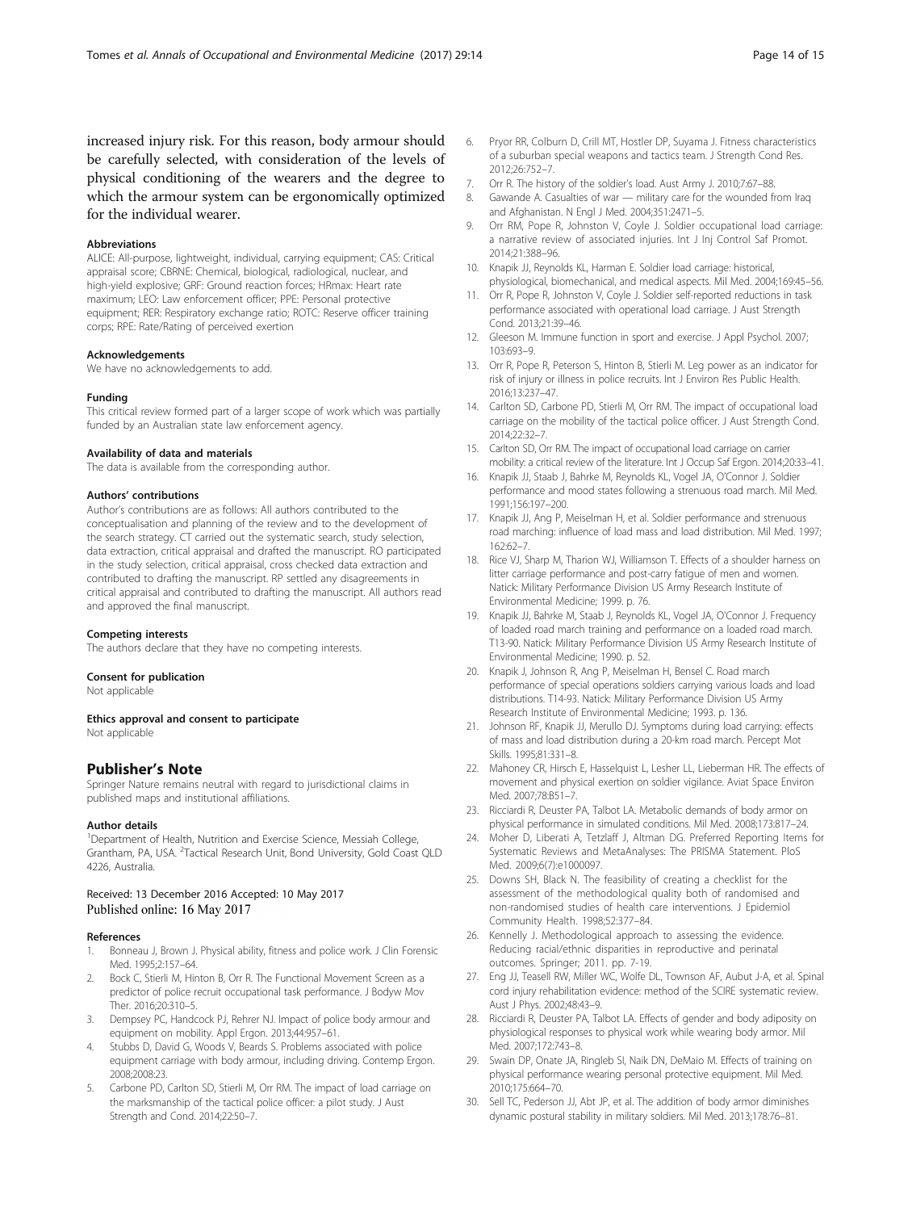increased injury risk. For this reason, body armour should be carefully selected, with consideration of the levels of physical conditioning of the wearers and the degree to which the armour system can be ergonomically optimized for the individual wearer.

#### Abbreviations

ALICE: All-purpose, lightweight, individual, carrying equipment; CAS: Critical appraisal score; CBRNE: Chemical, biological, radiological, nuclear, and high-yield explosive; GRF: Ground reaction forces; HRmax: Heart rate maximum; LEO: Law enforcement officer; PPE: Personal protective equipment; RER: Respiratory exchange ratio; ROTC: Reserve officer training corps; RPE: Rate/Rating of perceived exertion

#### Acknowledgements

We have no acknowledgements to add.

#### Funding

This critical review formed part of a larger scope of work which was partially funded by an Australian state law enforcement agency.

#### Availability of data and materials

The data is available from the corresponding author.

#### Authors' contributions

Author's contributions are as follows: All authors contributed to the conceptualisation and planning of the review and to the development of the search strategy. CT carried out the systematic search, study selection, data extraction, critical appraisal and drafted the manuscript. RO participated in the study selection, critical appraisal, cross checked data extraction and contributed to drafting the manuscript. RP settled any disagreements in critical appraisal and contributed to drafting the manuscript. All authors read and approved the final manuscript.

#### Competing interests

The authors declare that they have no competing interests.

#### Consent for publication

Not applicable

#### Ethics approval and consent to participate

Not applicable

## Publisher's Note

Springer Nature remains neutral with regard to jurisdictional claims in published maps and institutional affiliations.

#### Author details

[1]Department of Health, Nutrition and Exercise Science, Messiah College, Grantham, PA, USA. [2]Tactical Research Unit, Bond University, Gold Coast QLD 4226, Australia.

Received: 13 December 2016 Accepted: 10 May 2017
Published online: 16 May 2017

#### References

1. Bonneau J, Brown J. Physical ability, fitness and police work. J Clin Forensic Med. 1995;2:157–64.
2. Bock C, Stierli M, Hinton B, Orr R. The Functional Movement Screen as a predictor of police recruit occupational task performance. J Bodyw Mov Ther. 2016;20:310–5.
3. Dempsey PC, Handcock PJ, Rehrer NJ. Impact of police body armour and equipment on mobility. Appl Ergon. 2013;44:957–61.
4. Stubbs D, David G, Woods V, Beards S. Problems associated with police equipment carriage with body armour, including driving. Contemp Ergon. 2008;2008:23.
5. Carbone PD, Carlton SD, Stierli M, Orr RM. The impact of load carriage on the marksmanship of the tactical police officer: a pilot study. J Aust Strength and Cond. 2014;22:50–7.
6. Pryor RR, Colburn D, Crill MT, Hostler DP, Suyama J. Fitness characteristics of a suburban special weapons and tactics team. J Strength Cond Res. 2012;26:752–7.
7. Orr R. The history of the soldier's load. Aust Army J. 2010;7:67–88.
8. Gawande A. Casualties of war — military care for the wounded from Iraq and Afghanistan. N Engl J Med. 2004;351:2471–5.
9. Orr RM, Pope R, Johnston V, Coyle J. Soldier occupational load carriage: a narrative review of associated injuries. Int J Inj Control Saf Promot. 2014;21:388–96.
10. Knapik JJ, Reynolds KL, Harman E. Soldier load carriage: historical, physiological, biomechanical, and medical aspects. Mil Med. 2004;169:45–56.
11. Orr R, Pope R, Johnston V, Coyle J. Soldier self-reported reductions in task performance associated with operational load carriage. J Aust Strength Cond. 2013;21:39–46.
12. Gleeson M. Immune function in sport and exercise. J Appl Psychol. 2007; 103:693–9.
13. Orr R, Pope R, Peterson S, Hinton B, Stierli M. Leg power as an indicator for risk of injury or illness in police recruits. Int J Environ Res Public Health. 2016;13:237–47.
14. Carlton SD, Carbone PD, Stierli M, Orr RM. The impact of occupational load carriage on the mobility of the tactical police officer. J Aust Strength Cond. 2014;22:32–7.
15. Carlton SD, Orr RM. The impact of occupational load carriage on carrier mobility: a critical review of the literature. Int J Occup Saf Ergon. 2014;20:33–41.
16. Knapik JJ, Staab J, Bahrke M, Reynolds KL, Vogel JA, O'Connor J. Soldier performance and mood states following a strenuous road march. Mil Med. 1991;156:197–200.
17. Knapik JJ, Ang P, Meiselman H, et al. Soldier performance and strenuous road marching: influence of load mass and load distribution. Mil Med. 1997; 162:62–7.
18. Rice VJ, Sharp M, Tharion WJ, Williamson T. Effects of a shoulder harness on litter carriage performance and post-carry fatigue of men and women. Natick: Military Performance Division US Army Research Institute of Environmental Medicine; 1999. p. 76.
19. Knapik JJ, Bahrke M, Staab J, Reynolds KL, Vogel JA, O'Connor J. Frequency of loaded road march training and performance on a loaded road march. T13-90. Natick: Military Performance Division US Army Research Institute of Environmental Medicine; 1990. p. 52.
20. Knapik J, Johnson R, Ang P, Meiselman H, Bensel C. Road march performance of special operations soldiers carrying various loads and load distributions. T14-93. Natick: Military Performance Division US Army Research Institute of Environmental Medicine; 1993. p. 136.
21. Johnson RF, Knapik JJ, Merullo DJ. Symptoms during load carrying: effects of mass and load distribution during a 20-km road march. Percept Mot Skills. 1995;81:331–8.
22. Mahoney CR, Hirsch E, Hasselquist L, Lesher LL, Lieberman HR. The effects of movement and physical exertion on soldier vigilance. Aviat Space Environ Med. 2007;78:B51–7.
23. Ricciardi R, Deuster PA, Talbot LA. Metabolic demands of body armor on physical performance in simulated conditions. Mil Med. 2008;173:817–24.
24. Moher D, Liberati A, Tetzlaff J, Altman DG. Preferred Reporting Items for Systematic Reviews and MetaAnalyses: The PRISMA Statement. PloS Med. 2009;6(7):e1000097.
25. Downs SH, Black N. The feasibility of creating a checklist for the assessment of the methodological quality both of randomised and non-randomised studies of health care interventions. J Epidemiol Community Health. 1998;52:377–84.
26. Kennelly J. Methodological approach to assessing the evidence. Reducing racial/ethnic disparities in reproductive and perinatal outcomes. Springer; 2011. pp. 7-19.
27. Eng JJ, Teasell RW, Miller WC, Wolfe DL, Townson AF, Aubut J-A, et al. Spinal cord injury rehabilitation evidence: method of the SCIRE systematic review. Aust J Phys. 2002;48:43–9.
28. Ricciardi R, Deuster PA, Talbot LA. Effects of gender and body adiposity on physiological responses to physical work while wearing body armor. Mil Med. 2007;172:743–8.
29. Swain DP, Onate JA, Ringleb SI, Naik DN, DeMaio M. Effects of training on physical performance wearing personal protective equipment. Mil Med. 2010;175:664–70.
30. Sell TC, Pederson JJ, Abt JP, et al. The addition of body armor diminishes dynamic postural stability in military soldiers. Mil Med. 2013;178:76–81.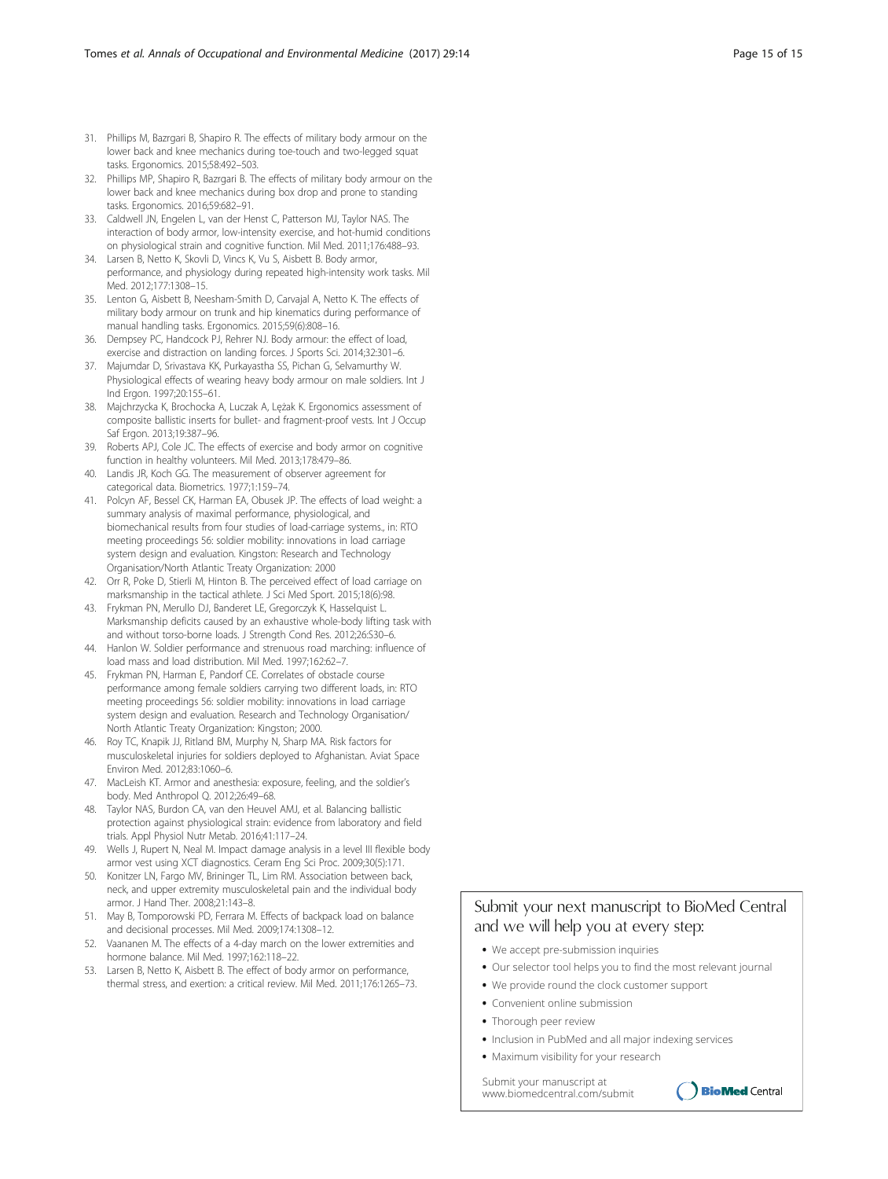31. Phillips M, Bazrgari B, Shapiro R. The effects of military body armour on the lower back and knee mechanics during toe-touch and two-legged squat tasks. Ergonomics. 2015;58:492–503.
32. Phillips MP, Shapiro R, Bazrgari B. The effects of military body armour on the lower back and knee mechanics during box drop and prone to standing tasks. Ergonomics. 2016;59:682–91.
33. Caldwell JN, Engelen L, van der Henst C, Patterson MJ, Taylor NAS. The interaction of body armor, low-intensity exercise, and hot-humid conditions on physiological strain and cognitive function. Mil Med. 2011;176:488–93.
34. Larsen B, Netto K, Skovli D, Vincs K, Vu S, Aisbett B. Body armor, performance, and physiology during repeated high-intensity work tasks. Mil Med. 2012;177:1308–15.
35. Lenton G, Aisbett B, Neesham-Smith D, Carvajal A, Netto K. The effects of military body armour on trunk and hip kinematics during performance of manual handling tasks. Ergonomics. 2015;59(6):808–16.
36. Dempsey PC, Handcock PJ, Rehrer NJ. Body armour: the effect of load, exercise and distraction on landing forces. J Sports Sci. 2014;32:301–6.
37. Majumdar D, Srivastava KK, Purkayastha SS, Pichan G, Selvamurthy W. Physiological effects of wearing heavy body armour on male soldiers. Int J Ind Ergon. 1997;20:155–61.
38. Majchrzycka K, Brochocka A, Luczak A, Lężak K. Ergonomics assessment of composite ballistic inserts for bullet- and fragment-proof vests. Int J Occup Saf Ergon. 2013;19:387–96.
39. Roberts APJ, Cole JC. The effects of exercise and body armor on cognitive function in healthy volunteers. Mil Med. 2013;178:479–86.
40. Landis JR, Koch GG. The measurement of observer agreement for categorical data. Biometrics. 1977;1:159–74.
41. Polcyn AF, Bessel CK, Harman EA, Obusek JP. The effects of load weight: a summary analysis of maximal performance, physiological, and biomechanical results from four studies of load-carriage systems., in: RTO meeting proceedings 56: soldier mobility: innovations in load carriage system design and evaluation. Kingston: Research and Technology Organisation/North Atlantic Treaty Organization: 2000
42. Orr R, Poke D, Stierli M, Hinton B. The perceived effect of load carriage on marksmanship in the tactical athlete. J Sci Med Sport. 2015;18(6):98.
43. Frykman PN, Merullo DJ, Banderet LE, Gregorczyk K, Hasselquist L. Marksmanship deficits caused by an exhaustive whole-body lifting task with and without torso-borne loads. J Strength Cond Res. 2012;26:S30–6.
44. Hanlon W. Soldier performance and strenuous road marching: influence of load mass and load distribution. Mil Med. 1997;162:62–7.
45. Frykman PN, Harman E, Pandorf CE. Correlates of obstacle course performance among female soldiers carrying two different loads, in: RTO meeting proceedings 56: soldier mobility: innovations in load carriage system design and evaluation. Research and Technology Organisation/ North Atlantic Treaty Organization: Kingston; 2000.
46. Roy TC, Knapik JJ, Ritland BM, Murphy N, Sharp MA. Risk factors for musculoskeletal injuries for soldiers deployed to Afghanistan. Aviat Space Environ Med. 2012;83:1060–6.
47. MacLeish KT. Armor and anesthesia: exposure, feeling, and the soldier's body. Med Anthropol Q. 2012;26:49–68.
48. Taylor NAS, Burdon CA, van den Heuvel AMJ, et al. Balancing ballistic protection against physiological strain: evidence from laboratory and field trials. Appl Physiol Nutr Metab. 2016;41:117–24.
49. Wells J, Rupert N, Neal M. Impact damage analysis in a level III flexible body armor vest using XCT diagnostics. Ceram Eng Sci Proc. 2009;30(5):171.
50. Konitzer LN, Fargo MV, Brininger TL, Lim RM. Association between back, neck, and upper extremity musculoskeletal pain and the individual body armor. J Hand Ther. 2008;21:143–8.
51. May B, Tomporowski PD, Ferrara M. Effects of backpack load on balance and decisional processes. Mil Med. 2009;174:1308–12.
52. Vaananen M. The effects of a 4-day march on the lower extremities and hormone balance. Mil Med. 1997;162:118–22.
53. Larsen B, Netto K, Aisbett B. The effect of body armor on performance, thermal stress, and exertion: a critical review. Mil Med. 2011;176:1265–73.

Submit your next manuscript to BioMed Central and we will help you at every step:

- We accept pre-submission inquiries
- Our selector tool helps you to find the most relevant journal
- We provide round the clock customer support
- Convenient online submission
- Thorough peer review
- Inclusion in PubMed and all major indexing services
- Maximum visibility for your research

Submit your manuscript at
www.biomedcentral.com/submit

BioMed Central